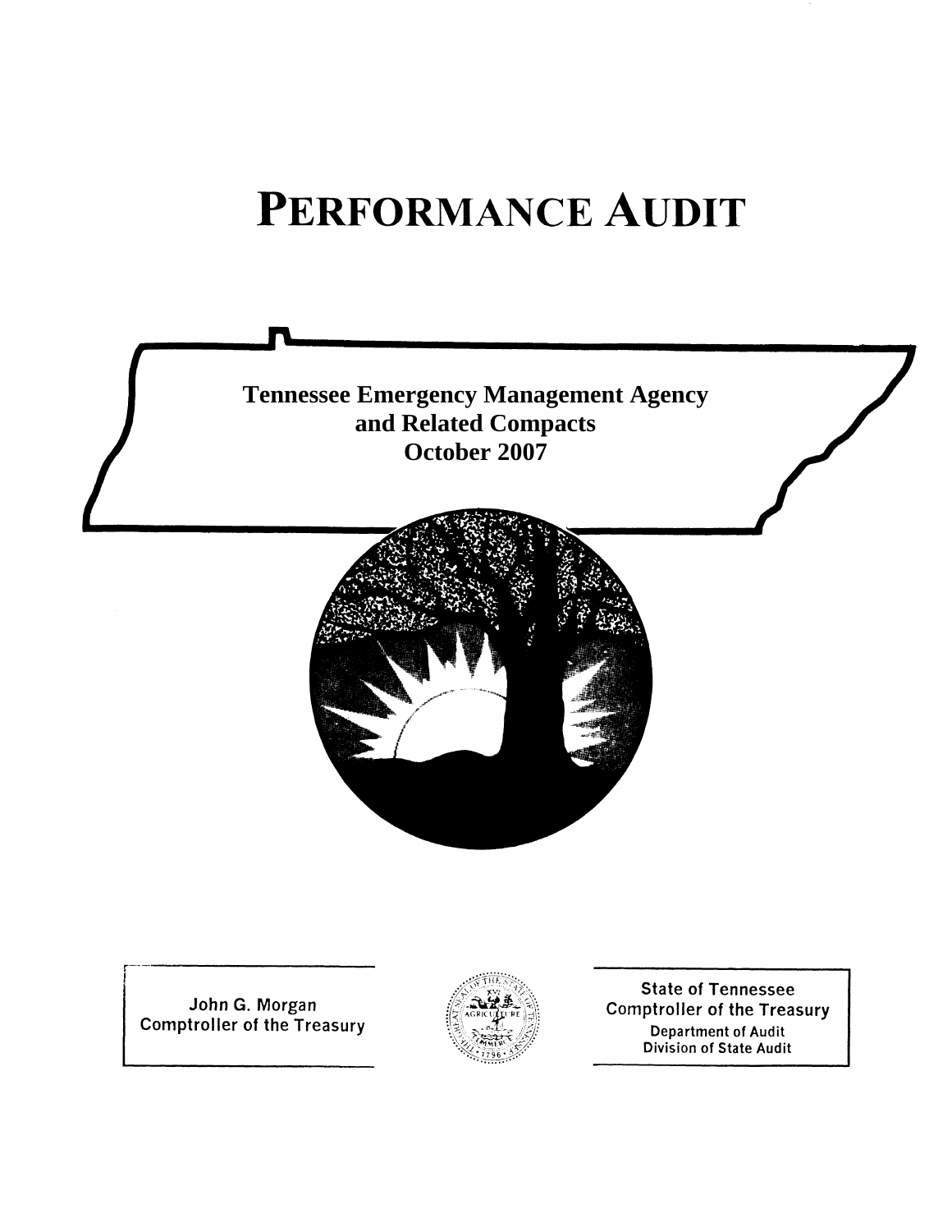# PERFORMANCE AUDIT

**Tennessee Emergency Management Agency**
**and Related Compacts**
**October 2007**

John G. Morgan
Comptroller of the Treasury

State of Tennessee
Comptroller of the Treasury
Department of Audit
Division of State Audit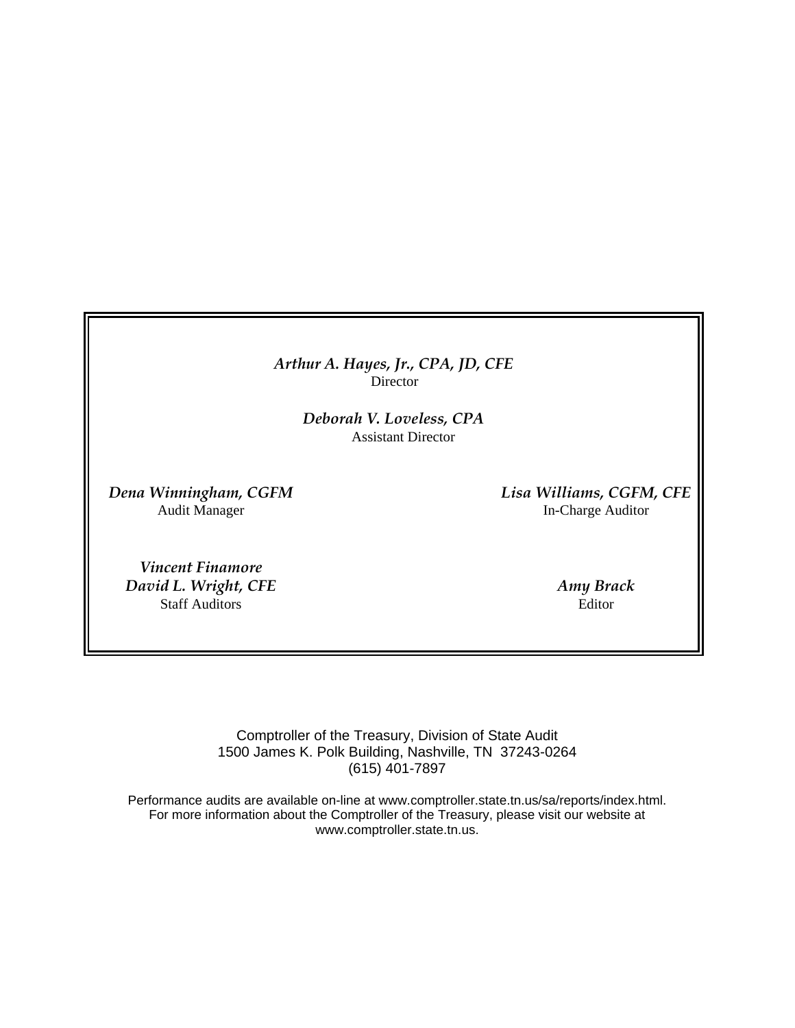*Arthur A. Hayes, Jr., CPA, JD, CFE*
Director

*Deborah V. Loveless, CPA*
Assistant Director

*Dena Winningham, CGFM*
Audit Manager

*Lisa Williams, CGFM, CFE*
In-Charge Auditor

*Vincent Finamore*
*David L. Wright, CFE*
Staff Auditors

*Amy Brack*
Editor

Comptroller of the Treasury, Division of State Audit
1500 James K. Polk Building, Nashville, TN 37243-0264
(615) 401-7897

Performance audits are available on-line at www.comptroller.state.tn.us/sa/reports/index.html.
For more information about the Comptroller of the Treasury, please visit our website at www.comptroller.state.tn.us.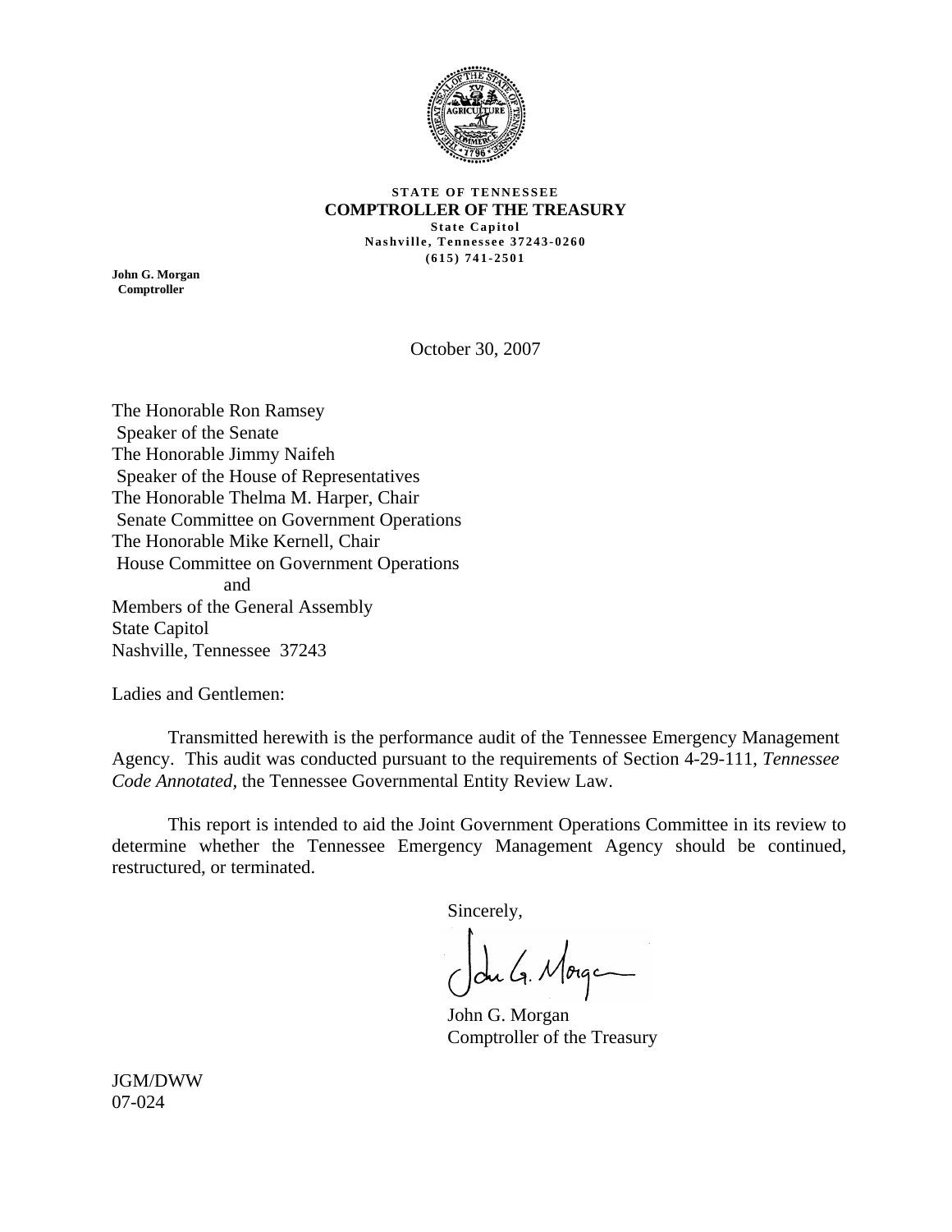**STATE OF TENNESSEE**
**COMPTROLLER OF THE TREASURY**
**State Capitol**
**Nashville, Tennessee 37243-0260**
**(615) 741-2501**

**John G. Morgan**
**Comptroller**

October 30, 2007

The Honorable Ron Ramsey
Speaker of the Senate
The Honorable Jimmy Naifeh
Speaker of the House of Representatives
The Honorable Thelma M. Harper, Chair
Senate Committee on Government Operations
The Honorable Mike Kernell, Chair
House Committee on Government Operations
and
Members of the General Assembly
State Capitol
Nashville, Tennessee 37243

Ladies and Gentlemen:

Transmitted herewith is the performance audit of the Tennessee Emergency Management Agency. This audit was conducted pursuant to the requirements of Section 4-29-111, *Tennessee Code Annotated,* the Tennessee Governmental Entity Review Law.

This report is intended to aid the Joint Government Operations Committee in its review to determine whether the Tennessee Emergency Management Agency should be continued, restructured, or terminated.

Sincerely,

John G. Morgan
Comptroller of the Treasury

JGM/DWW
07-024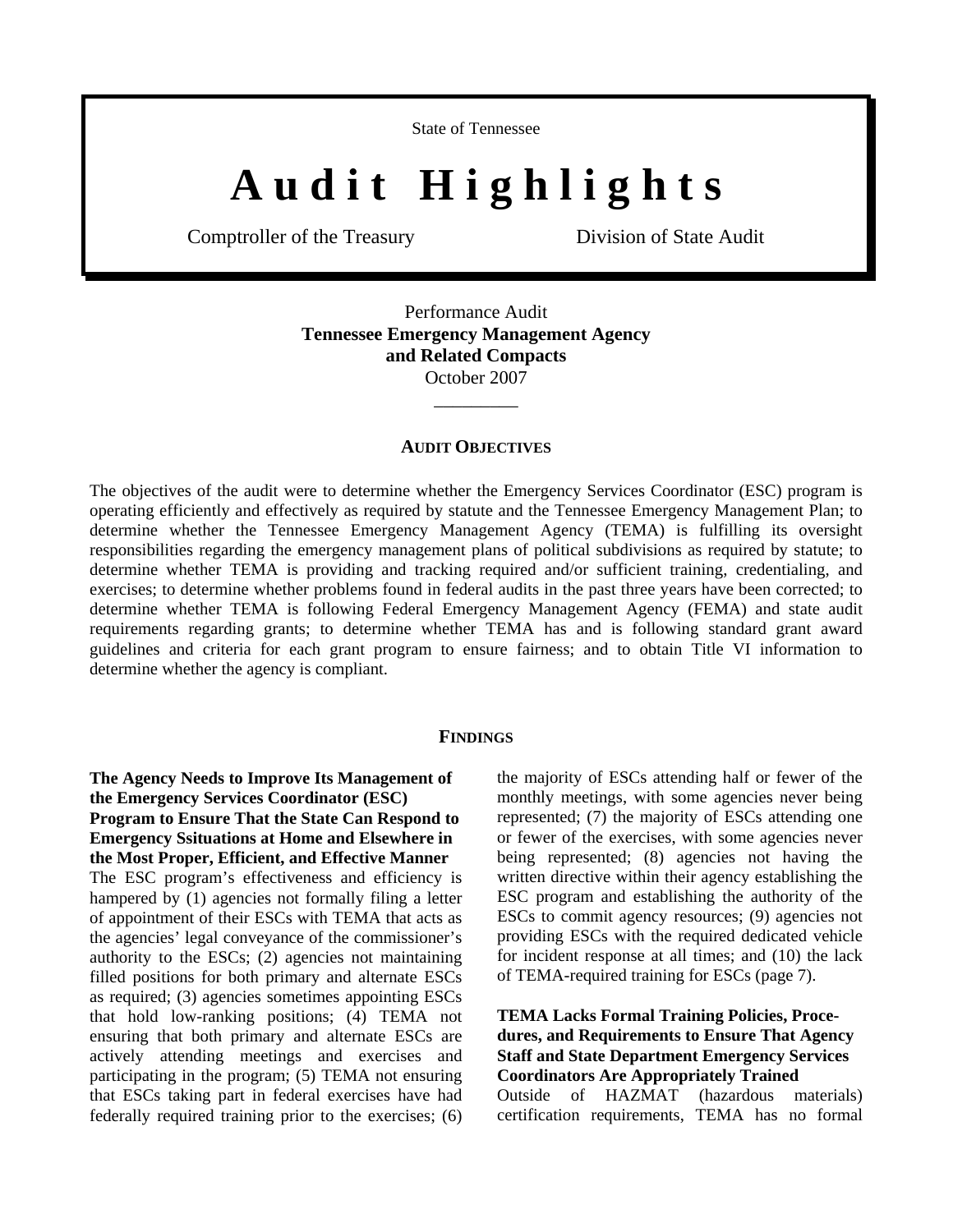State of Tennessee

# Audit Highlights

Comptroller of the Treasury Division of State Audit

Performance Audit
**Tennessee Emergency Management Agency**
**and Related Compacts**
October 2007

---

## AUDIT OBJECTIVES

The objectives of the audit were to determine whether the Emergency Services Coordinator (ESC) program is operating efficiently and effectively as required by statute and the Tennessee Emergency Management Plan; to determine whether the Tennessee Emergency Management Agency (TEMA) is fulfilling its oversight responsibilities regarding the emergency management plans of political subdivisions as required by statute; to determine whether TEMA is providing and tracking required and/or sufficient training, credentialing, and exercises; to determine whether problems found in federal audits in the past three years have been corrected; to determine whether TEMA is following Federal Emergency Management Agency (FEMA) and state audit requirements regarding grants; to determine whether TEMA has and is following standard grant award guidelines and criteria for each grant program to ensure fairness; and to obtain Title VI information to determine whether the agency is compliant.

## FINDINGS

**The Agency Needs to Improve Its Management of the Emergency Services Coordinator (ESC) Program to Ensure That the State Can Respond to Emergency Ssituations at Home and Elsewhere in the Most Proper, Efficient, and Effective Manner**
The ESC program's effectiveness and efficiency is hampered by (1) agencies not formally filing a letter of appointment of their ESCs with TEMA that acts as the agencies' legal conveyance of the commissioner's authority to the ESCs; (2) agencies not maintaining filled positions for both primary and alternate ESCs as required; (3) agencies sometimes appointing ESCs that hold low-ranking positions; (4) TEMA not ensuring that both primary and alternate ESCs are actively attending meetings and exercises and participating in the program; (5) TEMA not ensuring that ESCs taking part in federal exercises have had federally required training prior to the exercises; (6) the majority of ESCs attending half or fewer of the monthly meetings, with some agencies never being represented; (7) the majority of ESCs attending one or fewer of the exercises, with some agencies never being represented; (8) agencies not having the written directive within their agency establishing the ESC program and establishing the authority of the ESCs to commit agency resources; (9) agencies not providing ESCs with the required dedicated vehicle for incident response at all times; and (10) the lack of TEMA-required training for ESCs (page 7).

**TEMA Lacks Formal Training Policies, Procedures, and Requirements to Ensure That Agency Staff and State Department Emergency Services Coordinators Are Appropriately Trained**
Outside of HAZMAT (hazardous materials) certification requirements, TEMA has no formal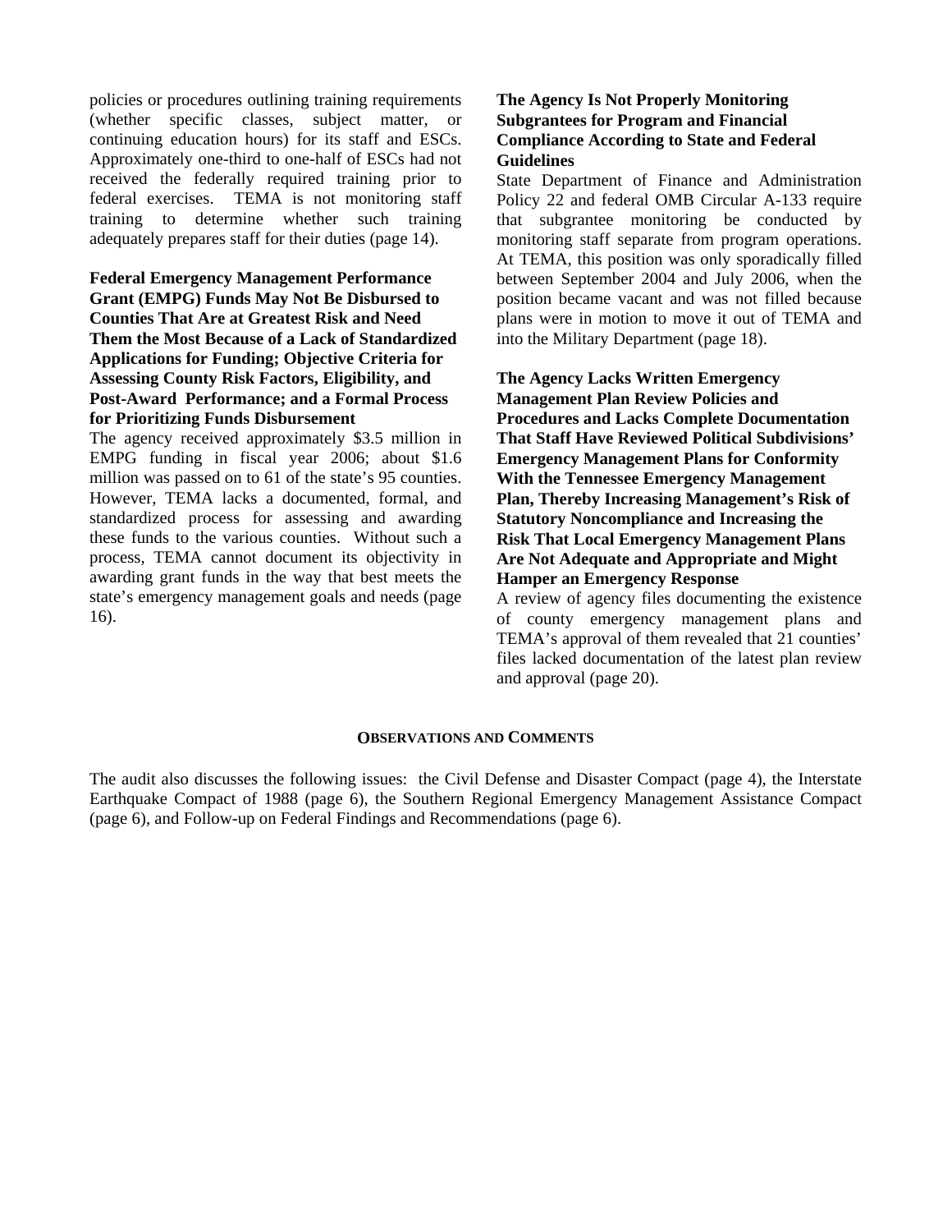policies or procedures outlining training requirements (whether specific classes, subject matter, or continuing education hours) for its staff and ESCs. Approximately one-third to one-half of ESCs had not received the federally required training prior to federal exercises. TEMA is not monitoring staff training to determine whether such training adequately prepares staff for their duties (page 14).

**Federal Emergency Management Performance Grant (EMPG) Funds May Not Be Disbursed to Counties That Are at Greatest Risk and Need Them the Most Because of a Lack of Standardized Applications for Funding; Objective Criteria for Assessing County Risk Factors, Eligibility, and Post-Award Performance; and a Formal Process for Prioritizing Funds Disbursement**

The agency received approximately $3.5 million in EMPG funding in fiscal year 2006; about $1.6 million was passed on to 61 of the state's 95 counties. However, TEMA lacks a documented, formal, and standardized process for assessing and awarding these funds to the various counties. Without such a process, TEMA cannot document its objectivity in awarding grant funds in the way that best meets the state's emergency management goals and needs (page 16).

**The Agency Is Not Properly Monitoring Subgrantees for Program and Financial Compliance According to State and Federal Guidelines**

State Department of Finance and Administration Policy 22 and federal OMB Circular A-133 require that subgrantee monitoring be conducted by monitoring staff separate from program operations. At TEMA, this position was only sporadically filled between September 2004 and July 2006, when the position became vacant and was not filled because plans were in motion to move it out of TEMA and into the Military Department (page 18).

**The Agency Lacks Written Emergency Management Plan Review Policies and Procedures and Lacks Complete Documentation That Staff Have Reviewed Political Subdivisions' Emergency Management Plans for Conformity With the Tennessee Emergency Management Plan, Thereby Increasing Management's Risk of Statutory Noncompliance and Increasing the Risk That Local Emergency Management Plans Are Not Adequate and Appropriate and Might Hamper an Emergency Response**

A review of agency files documenting the existence of county emergency management plans and TEMA's approval of them revealed that 21 counties' files lacked documentation of the latest plan review and approval (page 20).

## OBSERVATIONS AND COMMENTS

The audit also discusses the following issues: the Civil Defense and Disaster Compact (page 4), the Interstate Earthquake Compact of 1988 (page 6), the Southern Regional Emergency Management Assistance Compact (page 6), and Follow-up on Federal Findings and Recommendations (page 6).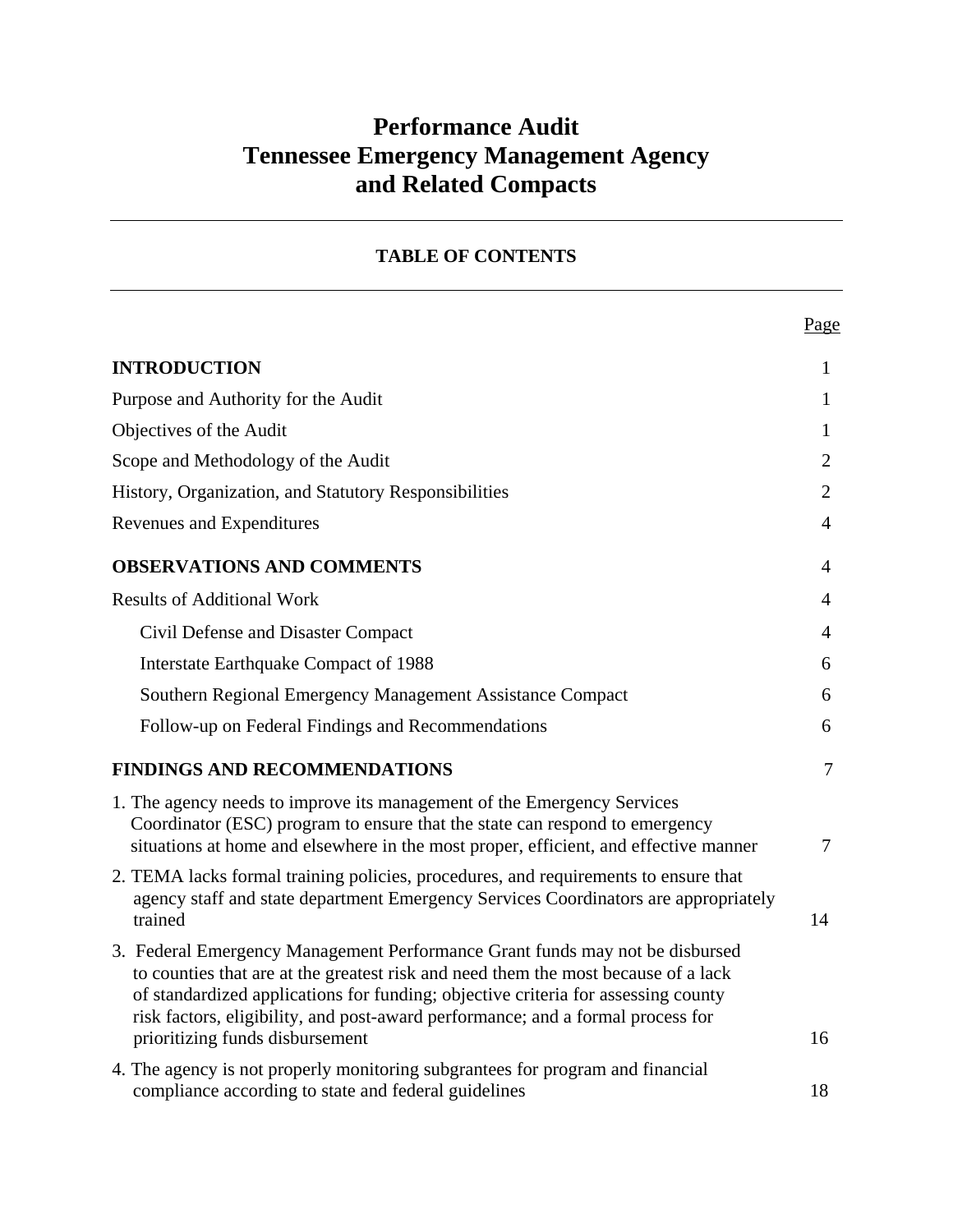# Performance Audit
# Tennessee Emergency Management Agency and Related Compacts

## TABLE OF CONTENTS

| | Page |
|---|---|
| **INTRODUCTION** | 1 |
| Purpose and Authority for the Audit | 1 |
| Objectives of the Audit | 1 |
| Scope and Methodology of the Audit | 2 |
| History, Organization, and Statutory Responsibilities | 2 |
| Revenues and Expenditures | 4 |
| **OBSERVATIONS AND COMMENTS** | 4 |
| Results of Additional Work | 4 |
| Civil Defense and Disaster Compact | 4 |
| Interstate Earthquake Compact of 1988 | 6 |
| Southern Regional Emergency Management Assistance Compact | 6 |
| Follow-up on Federal Findings and Recommendations | 6 |
| **FINDINGS AND RECOMMENDATIONS** | 7 |
| 1. The agency needs to improve its management of the Emergency Services Coordinator (ESC) program to ensure that the state can respond to emergency situations at home and elsewhere in the most proper, efficient, and effective manner | 7 |
| 2. TEMA lacks formal training policies, procedures, and requirements to ensure that agency staff and state department Emergency Services Coordinators are appropriately trained | 14 |
| 3. Federal Emergency Management Performance Grant funds may not be disbursed to counties that are at the greatest risk and need them the most because of a lack of standardized applications for funding; objective criteria for assessing county risk factors, eligibility, and post-award performance; and a formal process for prioritizing funds disbursement | 16 |
| 4. The agency is not properly monitoring subgrantees for program and financial compliance according to state and federal guidelines | 18 |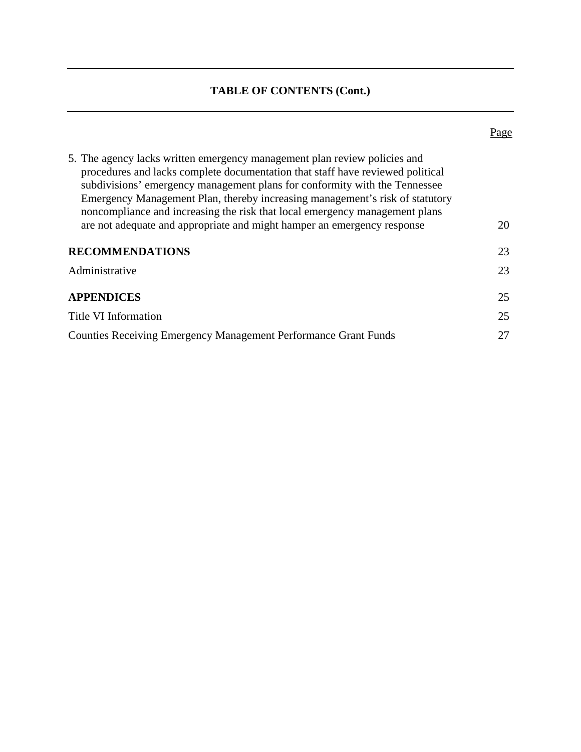## TABLE OF CONTENTS (Cont.)

| | Page |
|---|---|
| 5. The agency lacks written emergency management plan review policies and procedures and lacks complete documentation that staff have reviewed political subdivisions' emergency management plans for conformity with the Tennessee Emergency Management Plan, thereby increasing management's risk of statutory noncompliance and increasing the risk that local emergency management plans are not adequate and appropriate and might hamper an emergency response | 20 |
| **RECOMMENDATIONS** | 23 |
| Administrative | 23 |
| **APPENDICES** | 25 |
| Title VI Information | 25 |
| Counties Receiving Emergency Management Performance Grant Funds | 27 |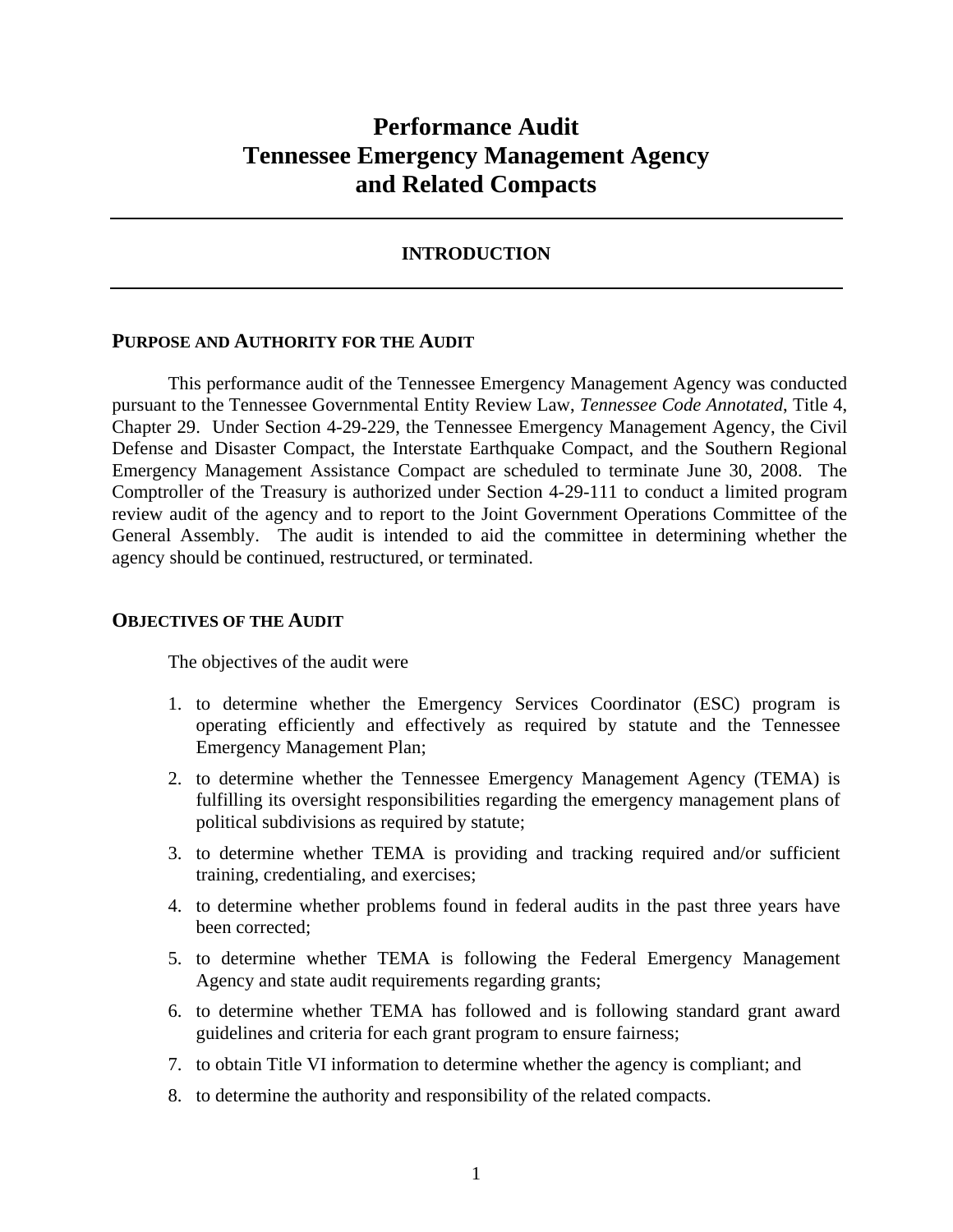# Performance Audit
# Tennessee Emergency Management Agency
# and Related Compacts

## INTRODUCTION

### PURPOSE AND AUTHORITY FOR THE AUDIT

This performance audit of the Tennessee Emergency Management Agency was conducted pursuant to the Tennessee Governmental Entity Review Law, *Tennessee Code Annotated*, Title 4, Chapter 29. Under Section 4-29-229, the Tennessee Emergency Management Agency, the Civil Defense and Disaster Compact, the Interstate Earthquake Compact, and the Southern Regional Emergency Management Assistance Compact are scheduled to terminate June 30, 2008. The Comptroller of the Treasury is authorized under Section 4-29-111 to conduct a limited program review audit of the agency and to report to the Joint Government Operations Committee of the General Assembly. The audit is intended to aid the committee in determining whether the agency should be continued, restructured, or terminated.

### OBJECTIVES OF THE AUDIT

The objectives of the audit were

1. to determine whether the Emergency Services Coordinator (ESC) program is operating efficiently and effectively as required by statute and the Tennessee Emergency Management Plan;
2. to determine whether the Tennessee Emergency Management Agency (TEMA) is fulfilling its oversight responsibilities regarding the emergency management plans of political subdivisions as required by statute;
3. to determine whether TEMA is providing and tracking required and/or sufficient training, credentialing, and exercises;
4. to determine whether problems found in federal audits in the past three years have been corrected;
5. to determine whether TEMA is following the Federal Emergency Management Agency and state audit requirements regarding grants;
6. to determine whether TEMA has followed and is following standard grant award guidelines and criteria for each grant program to ensure fairness;
7. to obtain Title VI information to determine whether the agency is compliant; and
8. to determine the authority and responsibility of the related compacts.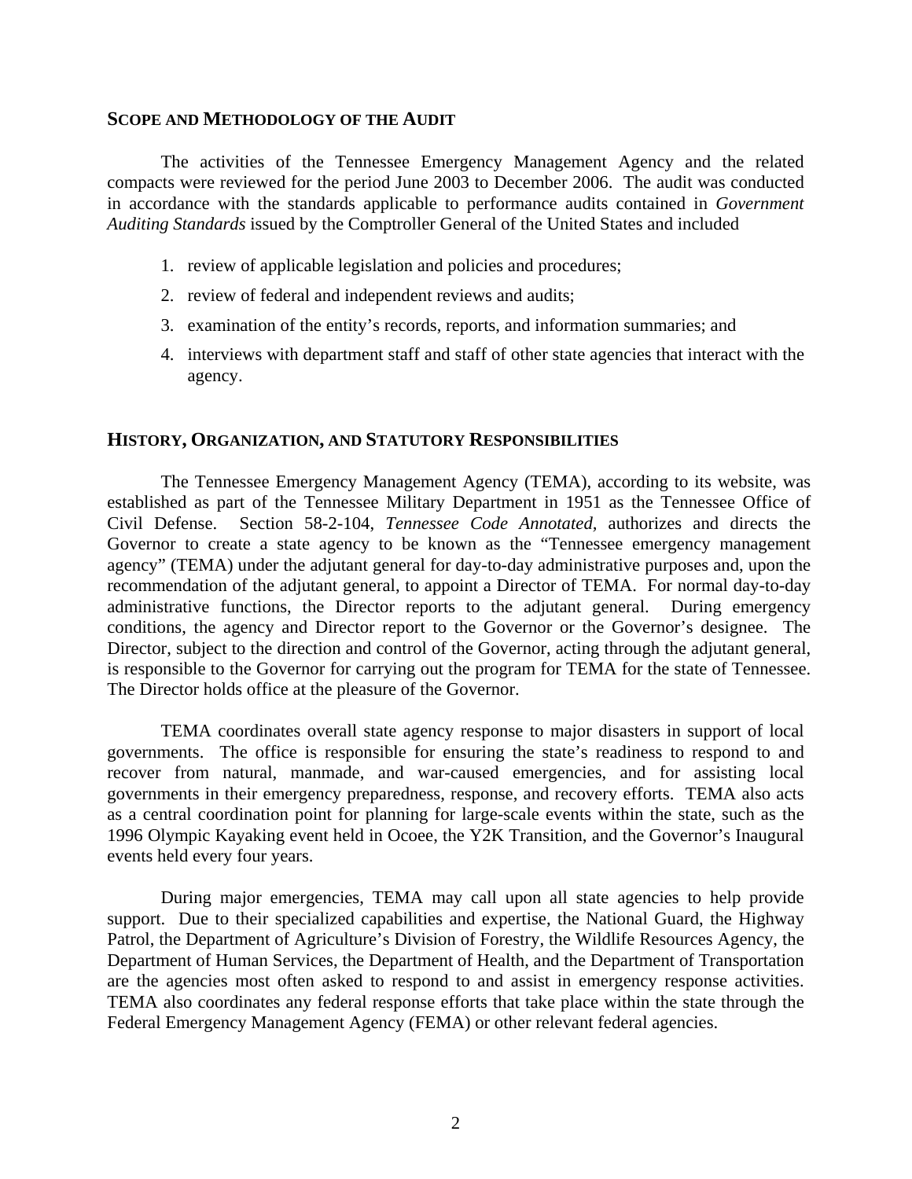## SCOPE AND METHODOLOGY OF THE AUDIT

The activities of the Tennessee Emergency Management Agency and the related compacts were reviewed for the period June 2003 to December 2006. The audit was conducted in accordance with the standards applicable to performance audits contained in *Government Auditing Standards* issued by the Comptroller General of the United States and included

1. review of applicable legislation and policies and procedures;
2. review of federal and independent reviews and audits;
3. examination of the entity's records, reports, and information summaries; and
4. interviews with department staff and staff of other state agencies that interact with the agency.

## HISTORY, ORGANIZATION, AND STATUTORY RESPONSIBILITIES

The Tennessee Emergency Management Agency (TEMA), according to its website, was established as part of the Tennessee Military Department in 1951 as the Tennessee Office of Civil Defense. Section 58-2-104, *Tennessee Code Annotated,* authorizes and directs the Governor to create a state agency to be known as the "Tennessee emergency management agency" (TEMA) under the adjutant general for day-to-day administrative purposes and, upon the recommendation of the adjutant general, to appoint a Director of TEMA. For normal day-to-day administrative functions, the Director reports to the adjutant general. During emergency conditions, the agency and Director report to the Governor or the Governor's designee. The Director, subject to the direction and control of the Governor, acting through the adjutant general, is responsible to the Governor for carrying out the program for TEMA for the state of Tennessee. The Director holds office at the pleasure of the Governor.

TEMA coordinates overall state agency response to major disasters in support of local governments. The office is responsible for ensuring the state's readiness to respond to and recover from natural, manmade, and war-caused emergencies, and for assisting local governments in their emergency preparedness, response, and recovery efforts. TEMA also acts as a central coordination point for planning for large-scale events within the state, such as the 1996 Olympic Kayaking event held in Ocoee, the Y2K Transition, and the Governor's Inaugural events held every four years.

During major emergencies, TEMA may call upon all state agencies to help provide support. Due to their specialized capabilities and expertise, the National Guard, the Highway Patrol, the Department of Agriculture's Division of Forestry, the Wildlife Resources Agency, the Department of Human Services, the Department of Health, and the Department of Transportation are the agencies most often asked to respond to and assist in emergency response activities. TEMA also coordinates any federal response efforts that take place within the state through the Federal Emergency Management Agency (FEMA) or other relevant federal agencies.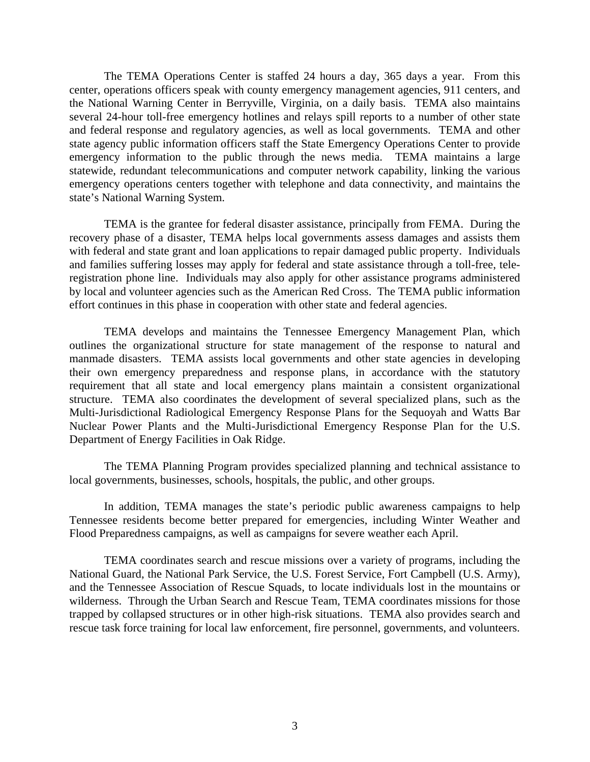The TEMA Operations Center is staffed 24 hours a day, 365 days a year. From this center, operations officers speak with county emergency management agencies, 911 centers, and the National Warning Center in Berryville, Virginia, on a daily basis. TEMA also maintains several 24-hour toll-free emergency hotlines and relays spill reports to a number of other state and federal response and regulatory agencies, as well as local governments. TEMA and other state agency public information officers staff the State Emergency Operations Center to provide emergency information to the public through the news media. TEMA maintains a large statewide, redundant telecommunications and computer network capability, linking the various emergency operations centers together with telephone and data connectivity, and maintains the state's National Warning System.

TEMA is the grantee for federal disaster assistance, principally from FEMA. During the recovery phase of a disaster, TEMA helps local governments assess damages and assists them with federal and state grant and loan applications to repair damaged public property. Individuals and families suffering losses may apply for federal and state assistance through a toll-free, tele-registration phone line. Individuals may also apply for other assistance programs administered by local and volunteer agencies such as the American Red Cross. The TEMA public information effort continues in this phase in cooperation with other state and federal agencies.

TEMA develops and maintains the Tennessee Emergency Management Plan, which outlines the organizational structure for state management of the response to natural and manmade disasters. TEMA assists local governments and other state agencies in developing their own emergency preparedness and response plans, in accordance with the statutory requirement that all state and local emergency plans maintain a consistent organizational structure. TEMA also coordinates the development of several specialized plans, such as the Multi-Jurisdictional Radiological Emergency Response Plans for the Sequoyah and Watts Bar Nuclear Power Plants and the Multi-Jurisdictional Emergency Response Plan for the U.S. Department of Energy Facilities in Oak Ridge.

The TEMA Planning Program provides specialized planning and technical assistance to local governments, businesses, schools, hospitals, the public, and other groups.

In addition, TEMA manages the state's periodic public awareness campaigns to help Tennessee residents become better prepared for emergencies, including Winter Weather and Flood Preparedness campaigns, as well as campaigns for severe weather each April.

TEMA coordinates search and rescue missions over a variety of programs, including the National Guard, the National Park Service, the U.S. Forest Service, Fort Campbell (U.S. Army), and the Tennessee Association of Rescue Squads, to locate individuals lost in the mountains or wilderness. Through the Urban Search and Rescue Team, TEMA coordinates missions for those trapped by collapsed structures or in other high-risk situations. TEMA also provides search and rescue task force training for local law enforcement, fire personnel, governments, and volunteers.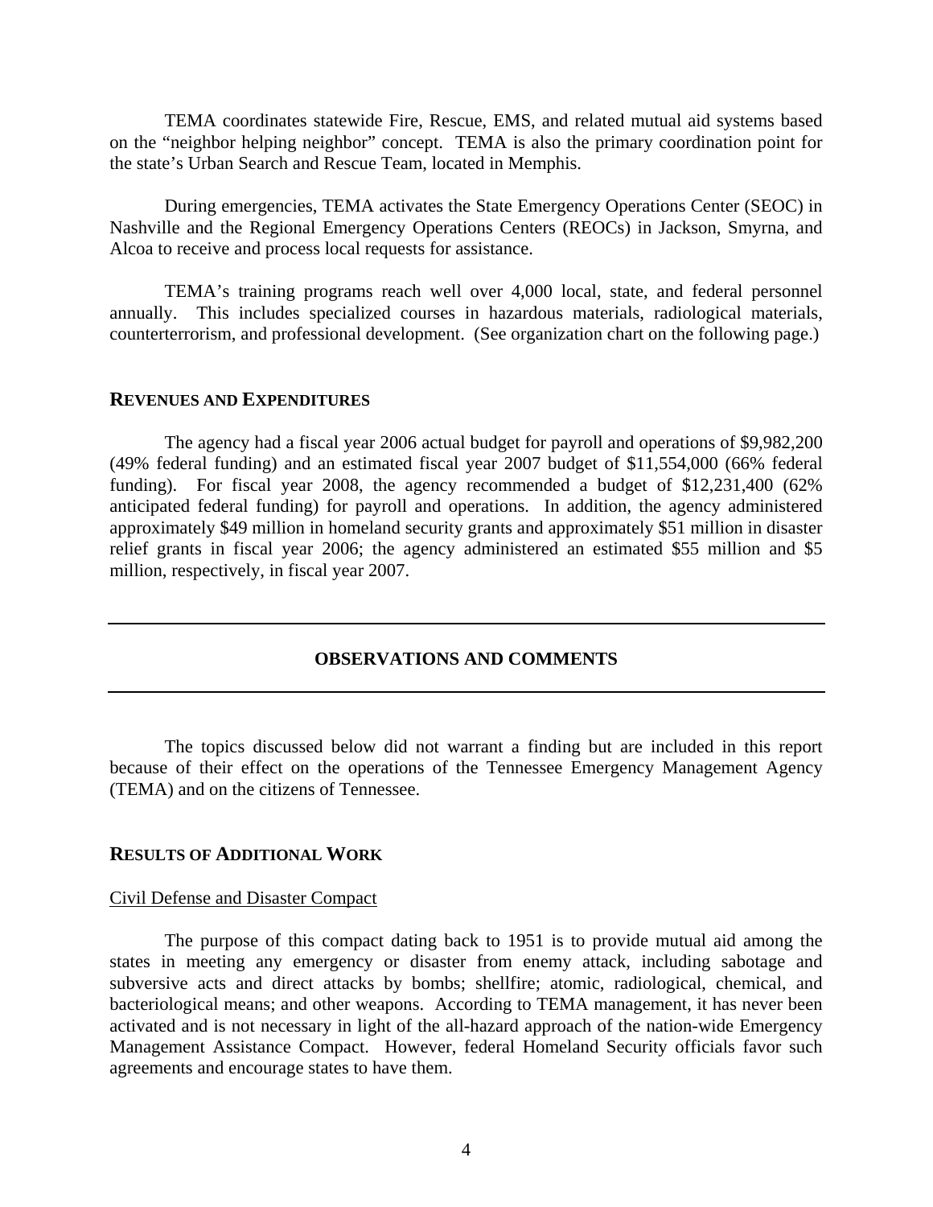TEMA coordinates statewide Fire, Rescue, EMS, and related mutual aid systems based on the "neighbor helping neighbor" concept. TEMA is also the primary coordination point for the state's Urban Search and Rescue Team, located in Memphis.

During emergencies, TEMA activates the State Emergency Operations Center (SEOC) in Nashville and the Regional Emergency Operations Centers (REOCs) in Jackson, Smyrna, and Alcoa to receive and process local requests for assistance.

TEMA's training programs reach well over 4,000 local, state, and federal personnel annually. This includes specialized courses in hazardous materials, radiological materials, counterterrorism, and professional development. (See organization chart on the following page.)

## REVENUES AND EXPENDITURES

The agency had a fiscal year 2006 actual budget for payroll and operations of $9,982,200 (49% federal funding) and an estimated fiscal year 2007 budget of $11,554,000 (66% federal funding). For fiscal year 2008, the agency recommended a budget of $12,231,400 (62% anticipated federal funding) for payroll and operations. In addition, the agency administered approximately $49 million in homeland security grants and approximately $51 million in disaster relief grants in fiscal year 2006; the agency administered an estimated $55 million and $5 million, respectively, in fiscal year 2007.

---

# OBSERVATIONS AND COMMENTS

---

The topics discussed below did not warrant a finding but are included in this report because of their effect on the operations of the Tennessee Emergency Management Agency (TEMA) and on the citizens of Tennessee.

## RESULTS OF ADDITIONAL WORK

### Civil Defense and Disaster Compact

The purpose of this compact dating back to 1951 is to provide mutual aid among the states in meeting any emergency or disaster from enemy attack, including sabotage and subversive acts and direct attacks by bombs; shellfire; atomic, radiological, chemical, and bacteriological means; and other weapons. According to TEMA management, it has never been activated and is not necessary in light of the all-hazard approach of the nation-wide Emergency Management Assistance Compact. However, federal Homeland Security officials favor such agreements and encourage states to have them.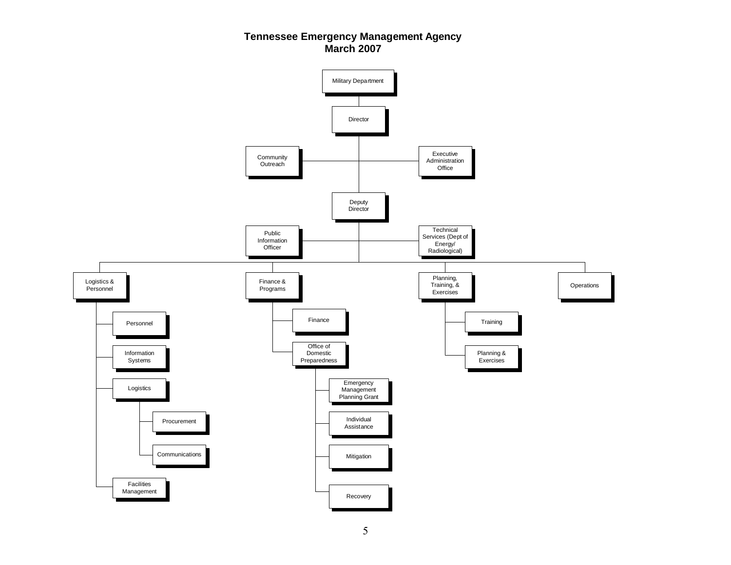# Tennessee Emergency Management Agency
## March 2007

- Military Department
  - Director
    - Community Outreach
    - Executive Administration Office
    - Deputy Director
      - Public Information Officer
      - Technical Services (Dept of Energy/ Radiological)
      - Logistics & Personnel
        - Personnel
        - Information Systems
        - Logistics
          - Procurement
          - Communications
        - Facilities Management
      - Finance & Programs
        - Finance
        - Office of Domestic Preparedness
          - Emergency Management Planning Grant
          - Individual Assistance
          - Mitigation
          - Recovery
      - Planning, Training, & Exercises
        - Training
        - Planning & Exercises
      - Operations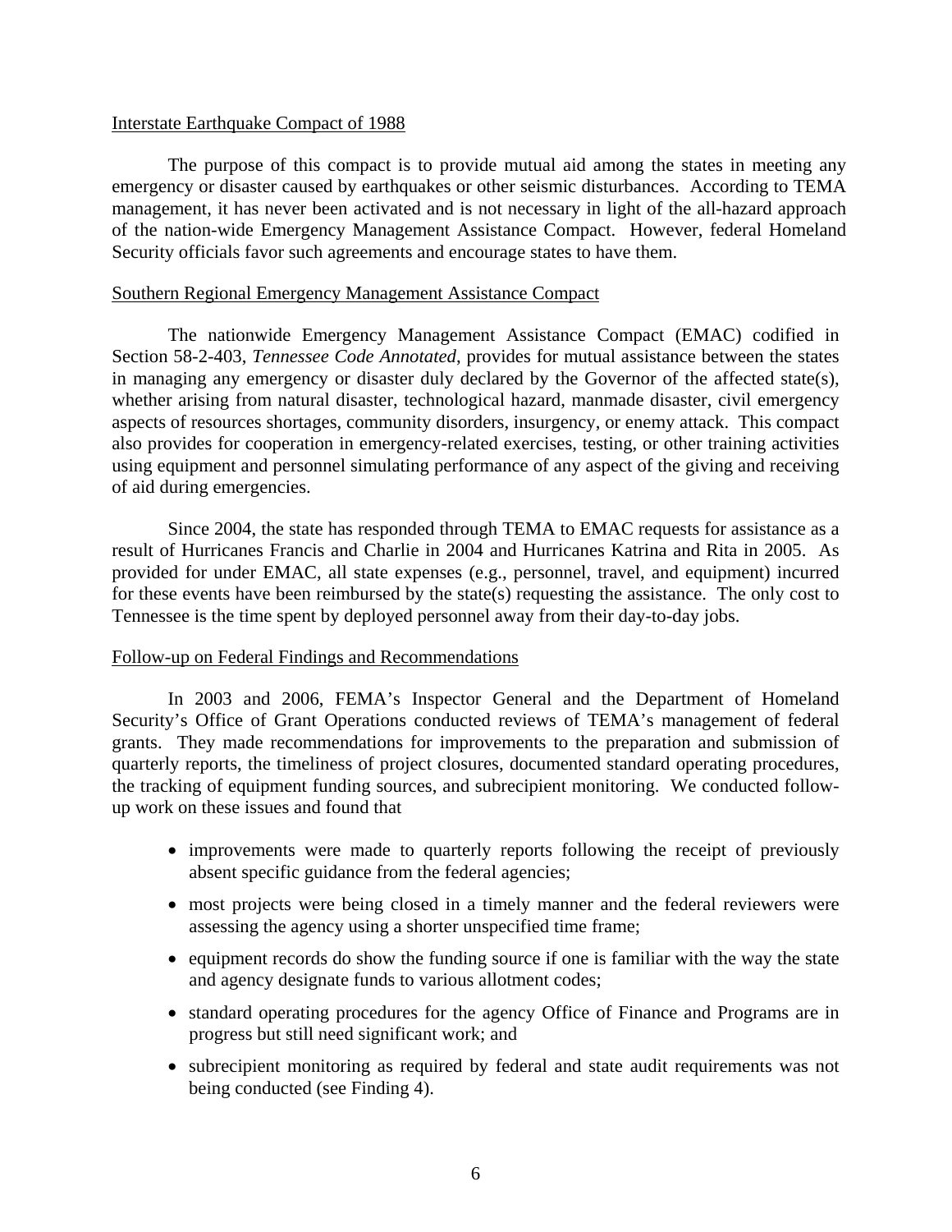Interstate Earthquake Compact of 1988

The purpose of this compact is to provide mutual aid among the states in meeting any emergency or disaster caused by earthquakes or other seismic disturbances. According to TEMA management, it has never been activated and is not necessary in light of the all-hazard approach of the nation-wide Emergency Management Assistance Compact. However, federal Homeland Security officials favor such agreements and encourage states to have them.

Southern Regional Emergency Management Assistance Compact

The nationwide Emergency Management Assistance Compact (EMAC) codified in Section 58-2-403, *Tennessee Code Annotated*, provides for mutual assistance between the states in managing any emergency or disaster duly declared by the Governor of the affected state(s), whether arising from natural disaster, technological hazard, manmade disaster, civil emergency aspects of resources shortages, community disorders, insurgency, or enemy attack. This compact also provides for cooperation in emergency-related exercises, testing, or other training activities using equipment and personnel simulating performance of any aspect of the giving and receiving of aid during emergencies.

Since 2004, the state has responded through TEMA to EMAC requests for assistance as a result of Hurricanes Francis and Charlie in 2004 and Hurricanes Katrina and Rita in 2005. As provided for under EMAC, all state expenses (e.g., personnel, travel, and equipment) incurred for these events have been reimbursed by the state(s) requesting the assistance. The only cost to Tennessee is the time spent by deployed personnel away from their day-to-day jobs.

Follow-up on Federal Findings and Recommendations

In 2003 and 2006, FEMA's Inspector General and the Department of Homeland Security's Office of Grant Operations conducted reviews of TEMA's management of federal grants. They made recommendations for improvements to the preparation and submission of quarterly reports, the timeliness of project closures, documented standard operating procedures, the tracking of equipment funding sources, and subrecipient monitoring. We conducted follow-up work on these issues and found that

- improvements were made to quarterly reports following the receipt of previously absent specific guidance from the federal agencies;
- most projects were being closed in a timely manner and the federal reviewers were assessing the agency using a shorter unspecified time frame;
- equipment records do show the funding source if one is familiar with the way the state and agency designate funds to various allotment codes;
- standard operating procedures for the agency Office of Finance and Programs are in progress but still need significant work; and
- subrecipient monitoring as required by federal and state audit requirements was not being conducted (see Finding 4).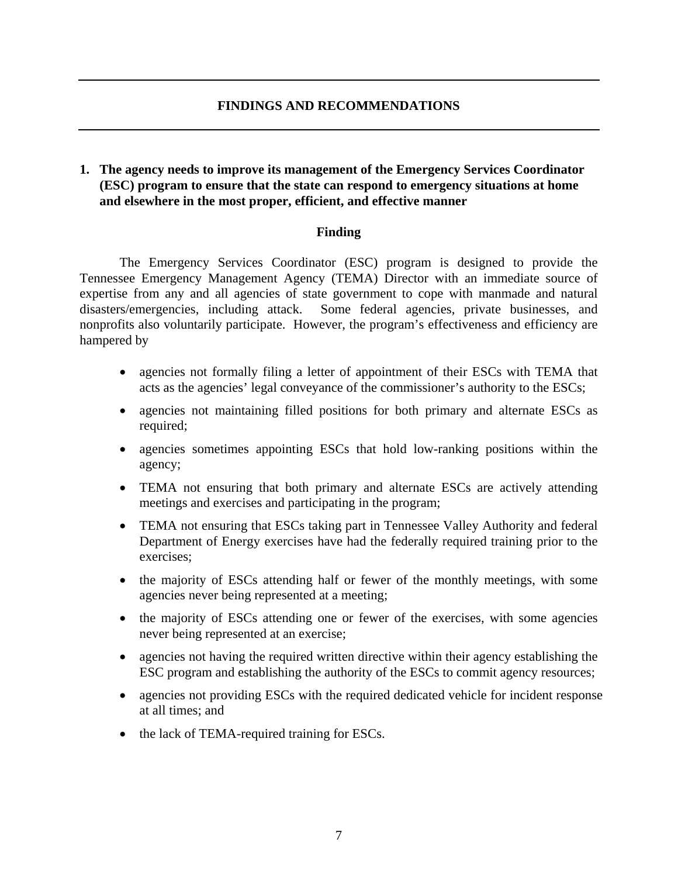## FINDINGS AND RECOMMENDATIONS

### 1. The agency needs to improve its management of the Emergency Services Coordinator (ESC) program to ensure that the state can respond to emergency situations at home and elsewhere in the most proper, efficient, and effective manner

#### Finding

The Emergency Services Coordinator (ESC) program is designed to provide the Tennessee Emergency Management Agency (TEMA) Director with an immediate source of expertise from any and all agencies of state government to cope with manmade and natural disasters/emergencies, including attack. Some federal agencies, private businesses, and nonprofits also voluntarily participate. However, the program's effectiveness and efficiency are hampered by

- agencies not formally filing a letter of appointment of their ESCs with TEMA that acts as the agencies' legal conveyance of the commissioner's authority to the ESCs;
- agencies not maintaining filled positions for both primary and alternate ESCs as required;
- agencies sometimes appointing ESCs that hold low-ranking positions within the agency;
- TEMA not ensuring that both primary and alternate ESCs are actively attending meetings and exercises and participating in the program;
- TEMA not ensuring that ESCs taking part in Tennessee Valley Authority and federal Department of Energy exercises have had the federally required training prior to the exercises;
- the majority of ESCs attending half or fewer of the monthly meetings, with some agencies never being represented at a meeting;
- the majority of ESCs attending one or fewer of the exercises, with some agencies never being represented at an exercise;
- agencies not having the required written directive within their agency establishing the ESC program and establishing the authority of the ESCs to commit agency resources;
- agencies not providing ESCs with the required dedicated vehicle for incident response at all times; and
- the lack of TEMA-required training for ESCs.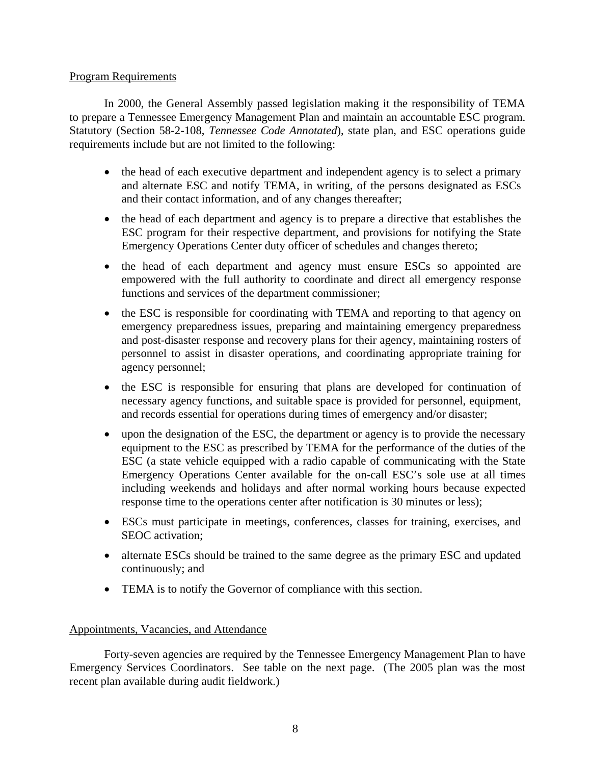Program Requirements

In 2000, the General Assembly passed legislation making it the responsibility of TEMA to prepare a Tennessee Emergency Management Plan and maintain an accountable ESC program. Statutory (Section 58-2-108, *Tennessee Code Annotated*), state plan, and ESC operations guide requirements include but are not limited to the following:

- the head of each executive department and independent agency is to select a primary and alternate ESC and notify TEMA, in writing, of the persons designated as ESCs and their contact information, and of any changes thereafter;
- the head of each department and agency is to prepare a directive that establishes the ESC program for their respective department, and provisions for notifying the State Emergency Operations Center duty officer of schedules and changes thereto;
- the head of each department and agency must ensure ESCs so appointed are empowered with the full authority to coordinate and direct all emergency response functions and services of the department commissioner;
- the ESC is responsible for coordinating with TEMA and reporting to that agency on emergency preparedness issues, preparing and maintaining emergency preparedness and post-disaster response and recovery plans for their agency, maintaining rosters of personnel to assist in disaster operations, and coordinating appropriate training for agency personnel;
- the ESC is responsible for ensuring that plans are developed for continuation of necessary agency functions, and suitable space is provided for personnel, equipment, and records essential for operations during times of emergency and/or disaster;
- upon the designation of the ESC, the department or agency is to provide the necessary equipment to the ESC as prescribed by TEMA for the performance of the duties of the ESC (a state vehicle equipped with a radio capable of communicating with the State Emergency Operations Center available for the on-call ESC's sole use at all times including weekends and holidays and after normal working hours because expected response time to the operations center after notification is 30 minutes or less);
- ESCs must participate in meetings, conferences, classes for training, exercises, and SEOC activation;
- alternate ESCs should be trained to the same degree as the primary ESC and updated continuously; and
- TEMA is to notify the Governor of compliance with this section.

Appointments, Vacancies, and Attendance

Forty-seven agencies are required by the Tennessee Emergency Management Plan to have Emergency Services Coordinators. See table on the next page. (The 2005 plan was the most recent plan available during audit fieldwork.)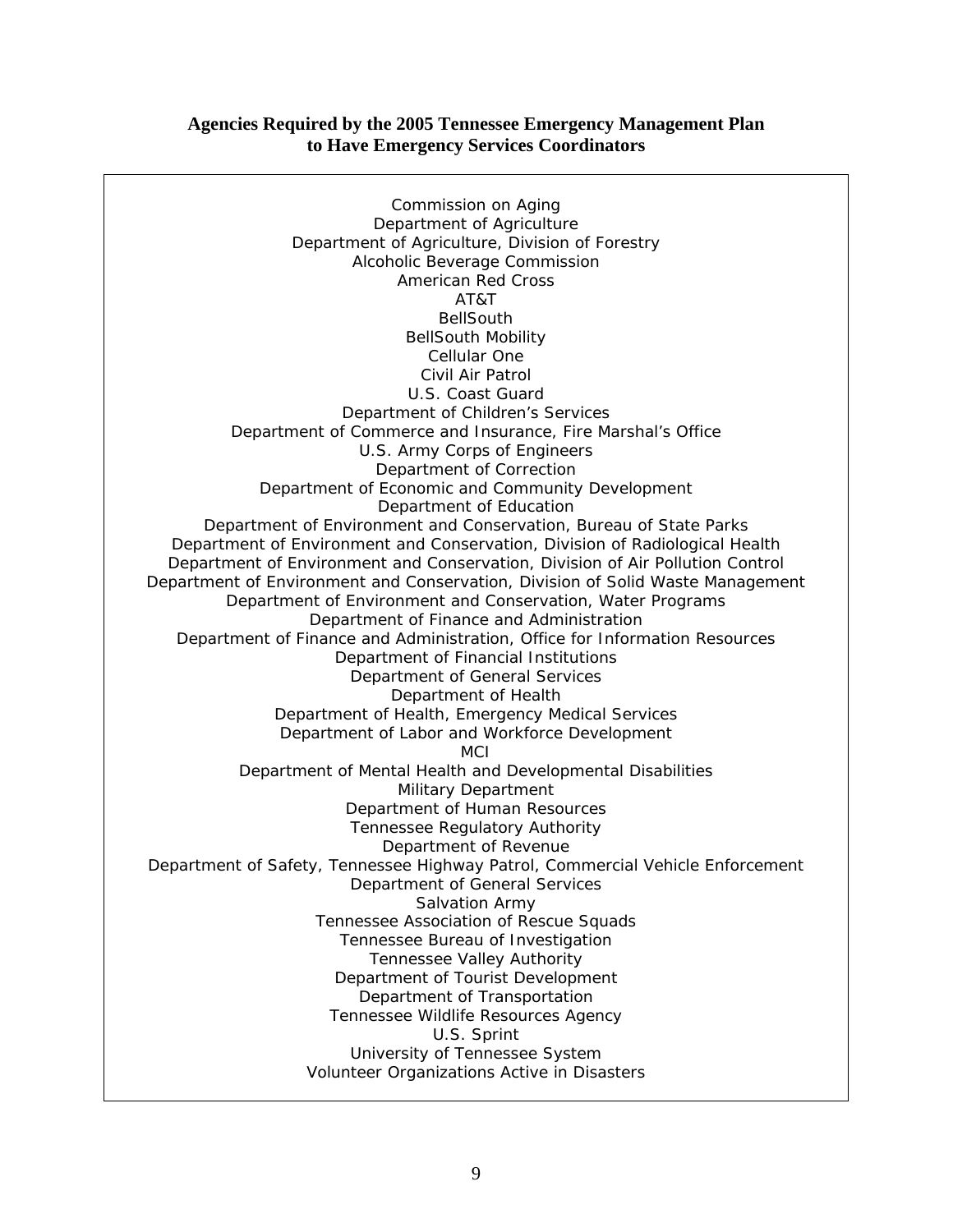**Agencies Required by the 2005 Tennessee Emergency Management Plan to Have Emergency Services Coordinators**

Commission on Aging
Department of Agriculture
Department of Agriculture, Division of Forestry
Alcoholic Beverage Commission
American Red Cross
AT&T
BellSouth
BellSouth Mobility
Cellular One
Civil Air Patrol
U.S. Coast Guard
Department of Children's Services
Department of Commerce and Insurance, Fire Marshal's Office
U.S. Army Corps of Engineers
Department of Correction
Department of Economic and Community Development
Department of Education
Department of Environment and Conservation, Bureau of State Parks
Department of Environment and Conservation, Division of Radiological Health
Department of Environment and Conservation, Division of Air Pollution Control
Department of Environment and Conservation, Division of Solid Waste Management
Department of Environment and Conservation, Water Programs
Department of Finance and Administration
Department of Finance and Administration, Office for Information Resources
Department of Financial Institutions
Department of General Services
Department of Health
Department of Health, Emergency Medical Services
Department of Labor and Workforce Development
MCI
Department of Mental Health and Developmental Disabilities
Military Department
Department of Human Resources
Tennessee Regulatory Authority
Department of Revenue
Department of Safety, Tennessee Highway Patrol, Commercial Vehicle Enforcement
Department of General Services
Salvation Army
Tennessee Association of Rescue Squads
Tennessee Bureau of Investigation
Tennessee Valley Authority
Department of Tourist Development
Department of Transportation
Tennessee Wildlife Resources Agency
U.S. Sprint
University of Tennessee System
Volunteer Organizations Active in Disasters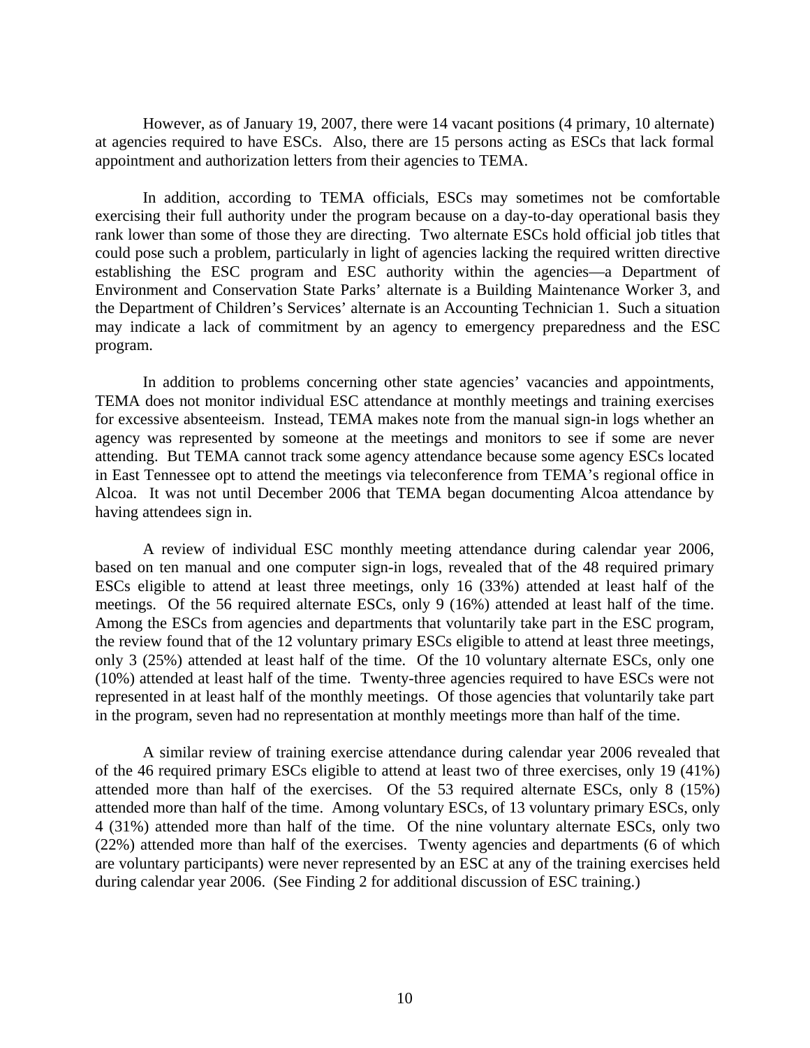However, as of January 19, 2007, there were 14 vacant positions (4 primary, 10 alternate) at agencies required to have ESCs. Also, there are 15 persons acting as ESCs that lack formal appointment and authorization letters from their agencies to TEMA.

In addition, according to TEMA officials, ESCs may sometimes not be comfortable exercising their full authority under the program because on a day-to-day operational basis they rank lower than some of those they are directing. Two alternate ESCs hold official job titles that could pose such a problem, particularly in light of agencies lacking the required written directive establishing the ESC program and ESC authority within the agencies—a Department of Environment and Conservation State Parks' alternate is a Building Maintenance Worker 3, and the Department of Children's Services' alternate is an Accounting Technician 1. Such a situation may indicate a lack of commitment by an agency to emergency preparedness and the ESC program.

In addition to problems concerning other state agencies' vacancies and appointments, TEMA does not monitor individual ESC attendance at monthly meetings and training exercises for excessive absenteeism. Instead, TEMA makes note from the manual sign-in logs whether an agency was represented by someone at the meetings and monitors to see if some are never attending. But TEMA cannot track some agency attendance because some agency ESCs located in East Tennessee opt to attend the meetings via teleconference from TEMA's regional office in Alcoa. It was not until December 2006 that TEMA began documenting Alcoa attendance by having attendees sign in.

A review of individual ESC monthly meeting attendance during calendar year 2006, based on ten manual and one computer sign-in logs, revealed that of the 48 required primary ESCs eligible to attend at least three meetings, only 16 (33%) attended at least half of the meetings. Of the 56 required alternate ESCs, only 9 (16%) attended at least half of the time. Among the ESCs from agencies and departments that voluntarily take part in the ESC program, the review found that of the 12 voluntary primary ESCs eligible to attend at least three meetings, only 3 (25%) attended at least half of the time. Of the 10 voluntary alternate ESCs, only one (10%) attended at least half of the time. Twenty-three agencies required to have ESCs were not represented in at least half of the monthly meetings. Of those agencies that voluntarily take part in the program, seven had no representation at monthly meetings more than half of the time.

A similar review of training exercise attendance during calendar year 2006 revealed that of the 46 required primary ESCs eligible to attend at least two of three exercises, only 19 (41%) attended more than half of the exercises. Of the 53 required alternate ESCs, only 8 (15%) attended more than half of the time. Among voluntary ESCs, of 13 voluntary primary ESCs, only 4 (31%) attended more than half of the time. Of the nine voluntary alternate ESCs, only two (22%) attended more than half of the exercises. Twenty agencies and departments (6 of which are voluntary participants) were never represented by an ESC at any of the training exercises held during calendar year 2006. (See Finding 2 for additional discussion of ESC training.)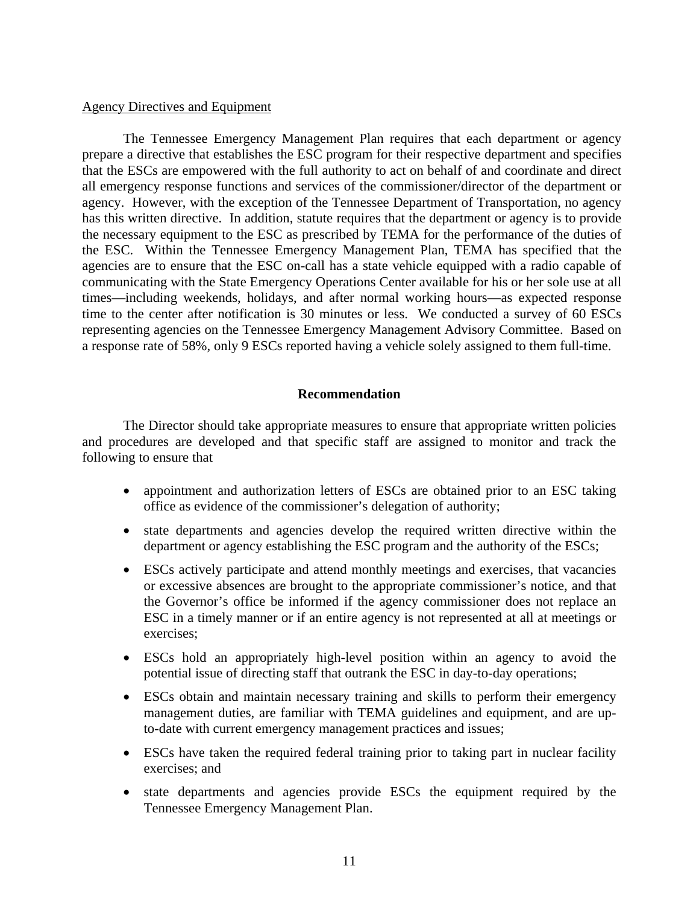Agency Directives and Equipment

The Tennessee Emergency Management Plan requires that each department or agency prepare a directive that establishes the ESC program for their respective department and specifies that the ESCs are empowered with the full authority to act on behalf of and coordinate and direct all emergency response functions and services of the commissioner/director of the department or agency. However, with the exception of the Tennessee Department of Transportation, no agency has this written directive. In addition, statute requires that the department or agency is to provide the necessary equipment to the ESC as prescribed by TEMA for the performance of the duties of the ESC. Within the Tennessee Emergency Management Plan, TEMA has specified that the agencies are to ensure that the ESC on-call has a state vehicle equipped with a radio capable of communicating with the State Emergency Operations Center available for his or her sole use at all times—including weekends, holidays, and after normal working hours—as expected response time to the center after notification is 30 minutes or less. We conducted a survey of 60 ESCs representing agencies on the Tennessee Emergency Management Advisory Committee. Based on a response rate of 58%, only 9 ESCs reported having a vehicle solely assigned to them full-time.

**Recommendation**

The Director should take appropriate measures to ensure that appropriate written policies and procedures are developed and that specific staff are assigned to monitor and track the following to ensure that

- appointment and authorization letters of ESCs are obtained prior to an ESC taking office as evidence of the commissioner's delegation of authority;
- state departments and agencies develop the required written directive within the department or agency establishing the ESC program and the authority of the ESCs;
- ESCs actively participate and attend monthly meetings and exercises, that vacancies or excessive absences are brought to the appropriate commissioner's notice, and that the Governor's office be informed if the agency commissioner does not replace an ESC in a timely manner or if an entire agency is not represented at all at meetings or exercises;
- ESCs hold an appropriately high-level position within an agency to avoid the potential issue of directing staff that outrank the ESC in day-to-day operations;
- ESCs obtain and maintain necessary training and skills to perform their emergency management duties, are familiar with TEMA guidelines and equipment, and are up-to-date with current emergency management practices and issues;
- ESCs have taken the required federal training prior to taking part in nuclear facility exercises; and
- state departments and agencies provide ESCs the equipment required by the Tennessee Emergency Management Plan.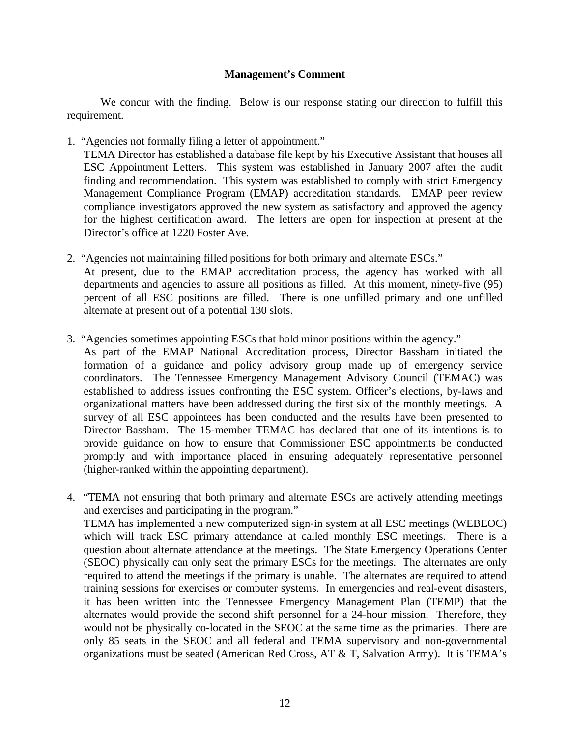**Management's Comment**

We concur with the finding. Below is our response stating our direction to fulfill this requirement.

1. "Agencies not formally filing a letter of appointment."
   TEMA Director has established a database file kept by his Executive Assistant that houses all ESC Appointment Letters. This system was established in January 2007 after the audit finding and recommendation. This system was established to comply with strict Emergency Management Compliance Program (EMAP) accreditation standards. EMAP peer review compliance investigators approved the new system as satisfactory and approved the agency for the highest certification award. The letters are open for inspection at present at the Director's office at 1220 Foster Ave.

2. "Agencies not maintaining filled positions for both primary and alternate ESCs."
   At present, due to the EMAP accreditation process, the agency has worked with all departments and agencies to assure all positions as filled. At this moment, ninety-five (95) percent of all ESC positions are filled. There is one unfilled primary and one unfilled alternate at present out of a potential 130 slots.

3. "Agencies sometimes appointing ESCs that hold minor positions within the agency."
   As part of the EMAP National Accreditation process, Director Bassham initiated the formation of a guidance and policy advisory group made up of emergency service coordinators. The Tennessee Emergency Management Advisory Council (TEMAC) was established to address issues confronting the ESC system. Officer's elections, by-laws and organizational matters have been addressed during the first six of the monthly meetings. A survey of all ESC appointees has been conducted and the results have been presented to Director Bassham. The 15-member TEMAC has declared that one of its intentions is to provide guidance on how to ensure that Commissioner ESC appointments be conducted promptly and with importance placed in ensuring adequately representative personnel (higher-ranked within the appointing department).

4. "TEMA not ensuring that both primary and alternate ESCs are actively attending meetings and exercises and participating in the program."
   TEMA has implemented a new computerized sign-in system at all ESC meetings (WEBEOC) which will track ESC primary attendance at called monthly ESC meetings. There is a question about alternate attendance at the meetings. The State Emergency Operations Center (SEOC) physically can only seat the primary ESCs for the meetings. The alternates are only required to attend the meetings if the primary is unable. The alternates are required to attend training sessions for exercises or computer systems. In emergencies and real-event disasters, it has been written into the Tennessee Emergency Management Plan (TEMP) that the alternates would provide the second shift personnel for a 24-hour mission. Therefore, they would not be physically co-located in the SEOC at the same time as the primaries. There are only 85 seats in the SEOC and all federal and TEMA supervisory and non-governmental organizations must be seated (American Red Cross, AT & T, Salvation Army). It is TEMA's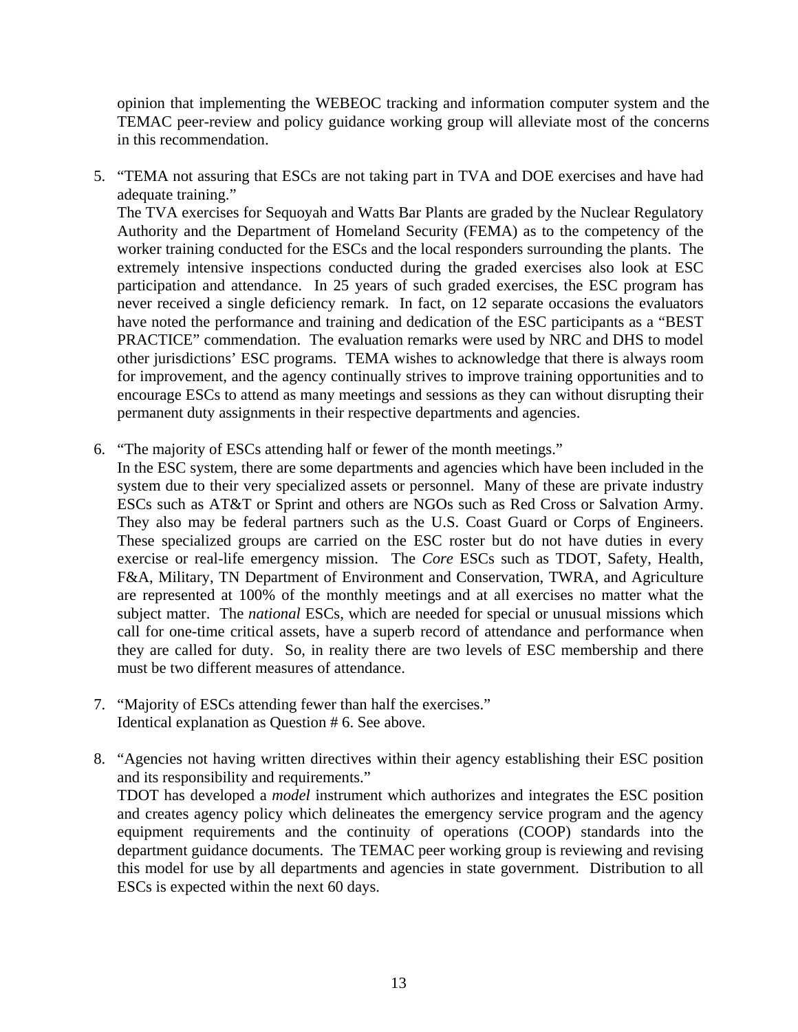opinion that implementing the WEBEOC tracking and information computer system and the TEMAC peer-review and policy guidance working group will alleviate most of the concerns in this recommendation.

5. "TEMA not assuring that ESCs are not taking part in TVA and DOE exercises and have had adequate training."
   The TVA exercises for Sequoyah and Watts Bar Plants are graded by the Nuclear Regulatory Authority and the Department of Homeland Security (FEMA) as to the competency of the worker training conducted for the ESCs and the local responders surrounding the plants. The extremely intensive inspections conducted during the graded exercises also look at ESC participation and attendance. In 25 years of such graded exercises, the ESC program has never received a single deficiency remark. In fact, on 12 separate occasions the evaluators have noted the performance and training and dedication of the ESC participants as a "BEST PRACTICE" commendation. The evaluation remarks were used by NRC and DHS to model other jurisdictions' ESC programs. TEMA wishes to acknowledge that there is always room for improvement, and the agency continually strives to improve training opportunities and to encourage ESCs to attend as many meetings and sessions as they can without disrupting their permanent duty assignments in their respective departments and agencies.

6. "The majority of ESCs attending half or fewer of the month meetings."
   In the ESC system, there are some departments and agencies which have been included in the system due to their very specialized assets or personnel. Many of these are private industry ESCs such as AT&T or Sprint and others are NGOs such as Red Cross or Salvation Army. They also may be federal partners such as the U.S. Coast Guard or Corps of Engineers. These specialized groups are carried on the ESC roster but do not have duties in every exercise or real-life emergency mission. The *Core* ESCs such as TDOT, Safety, Health, F&A, Military, TN Department of Environment and Conservation, TWRA, and Agriculture are represented at 100% of the monthly meetings and at all exercises no matter what the subject matter. The *national* ESCs, which are needed for special or unusual missions which call for one-time critical assets, have a superb record of attendance and performance when they are called for duty. So, in reality there are two levels of ESC membership and there must be two different measures of attendance.

7. "Majority of ESCs attending fewer than half the exercises."
   Identical explanation as Question # 6. See above.

8. "Agencies not having written directives within their agency establishing their ESC position and its responsibility and requirements."
   TDOT has developed a *model* instrument which authorizes and integrates the ESC position and creates agency policy which delineates the emergency service program and the agency equipment requirements and the continuity of operations (COOP) standards into the department guidance documents. The TEMAC peer working group is reviewing and revising this model for use by all departments and agencies in state government. Distribution to all ESCs is expected within the next 60 days.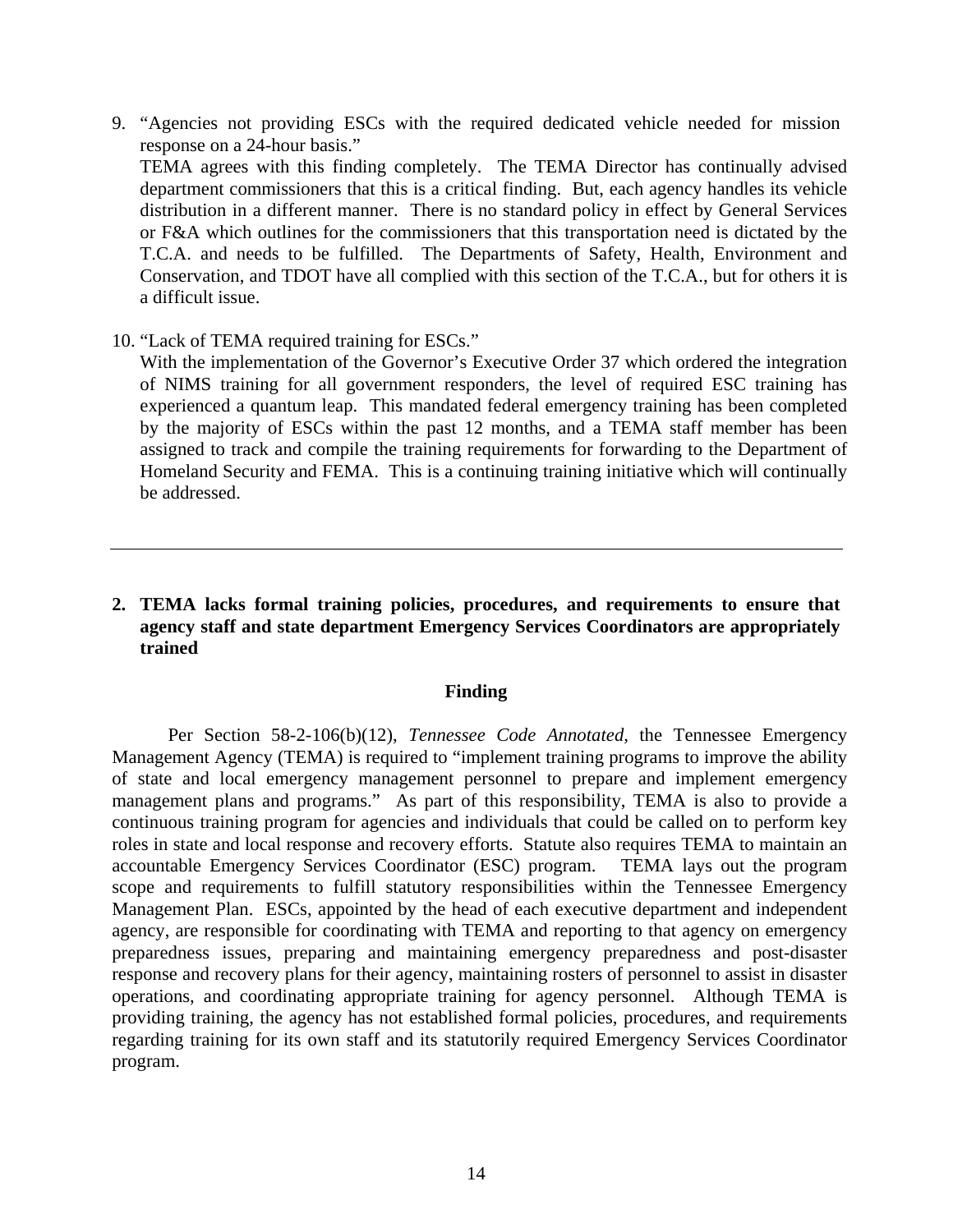9. "Agencies not providing ESCs with the required dedicated vehicle needed for mission response on a 24-hour basis."
   TEMA agrees with this finding completely. The TEMA Director has continually advised department commissioners that this is a critical finding. But, each agency handles its vehicle distribution in a different manner. There is no standard policy in effect by General Services or F&A which outlines for the commissioners that this transportation need is dictated by the T.C.A. and needs to be fulfilled. The Departments of Safety, Health, Environment and Conservation, and TDOT have all complied with this section of the T.C.A., but for others it is a difficult issue.

10. "Lack of TEMA required training for ESCs."
    With the implementation of the Governor's Executive Order 37 which ordered the integration of NIMS training for all government responders, the level of required ESC training has experienced a quantum leap. This mandated federal emergency training has been completed by the majority of ESCs within the past 12 months, and a TEMA staff member has been assigned to track and compile the training requirements for forwarding to the Department of Homeland Security and FEMA. This is a continuing training initiative which will continually be addressed.

---

**2. TEMA lacks formal training policies, procedures, and requirements to ensure that agency staff and state department Emergency Services Coordinators are appropriately trained**

**Finding**

Per Section 58-2-106(b)(12), *Tennessee Code Annotated,* the Tennessee Emergency Management Agency (TEMA) is required to "implement training programs to improve the ability of state and local emergency management personnel to prepare and implement emergency management plans and programs." As part of this responsibility, TEMA is also to provide a continuous training program for agencies and individuals that could be called on to perform key roles in state and local response and recovery efforts. Statute also requires TEMA to maintain an accountable Emergency Services Coordinator (ESC) program. TEMA lays out the program scope and requirements to fulfill statutory responsibilities within the Tennessee Emergency Management Plan. ESCs, appointed by the head of each executive department and independent agency, are responsible for coordinating with TEMA and reporting to that agency on emergency preparedness issues, preparing and maintaining emergency preparedness and post-disaster response and recovery plans for their agency, maintaining rosters of personnel to assist in disaster operations, and coordinating appropriate training for agency personnel. Although TEMA is providing training, the agency has not established formal policies, procedures, and requirements regarding training for its own staff and its statutorily required Emergency Services Coordinator program.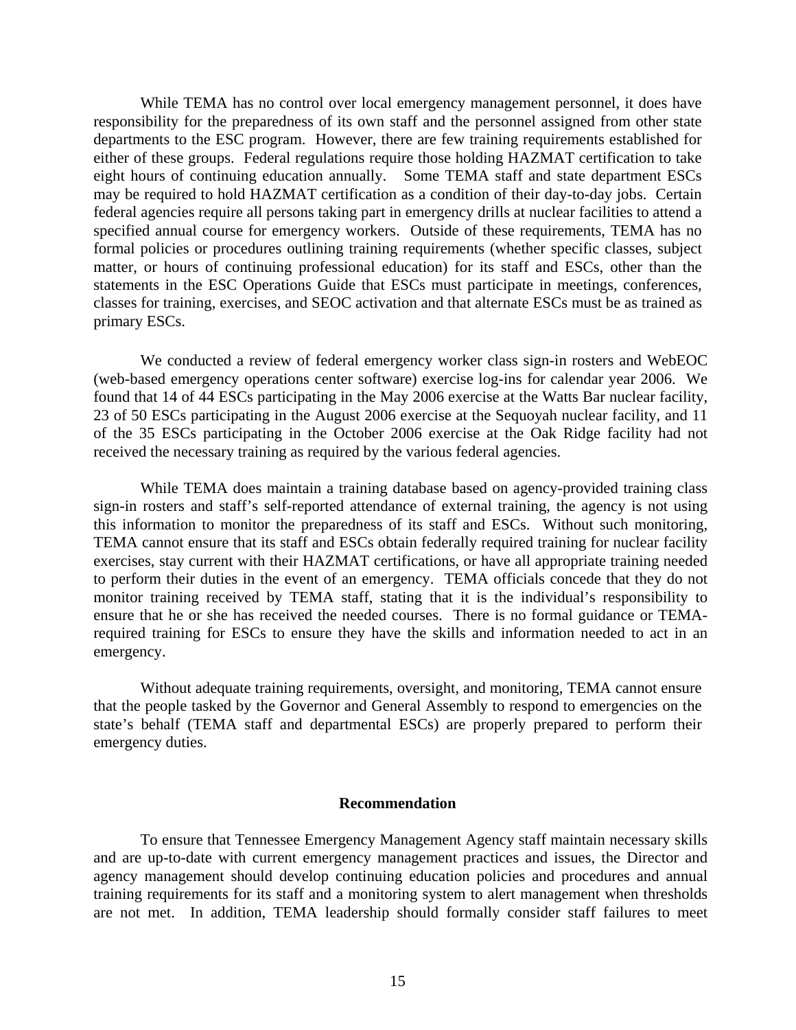While TEMA has no control over local emergency management personnel, it does have responsibility for the preparedness of its own staff and the personnel assigned from other state departments to the ESC program. However, there are few training requirements established for either of these groups. Federal regulations require those holding HAZMAT certification to take eight hours of continuing education annually. Some TEMA staff and state department ESCs may be required to hold HAZMAT certification as a condition of their day-to-day jobs. Certain federal agencies require all persons taking part in emergency drills at nuclear facilities to attend a specified annual course for emergency workers. Outside of these requirements, TEMA has no formal policies or procedures outlining training requirements (whether specific classes, subject matter, or hours of continuing professional education) for its staff and ESCs, other than the statements in the ESC Operations Guide that ESCs must participate in meetings, conferences, classes for training, exercises, and SEOC activation and that alternate ESCs must be as trained as primary ESCs.

We conducted a review of federal emergency worker class sign-in rosters and WebEOC (web-based emergency operations center software) exercise log-ins for calendar year 2006. We found that 14 of 44 ESCs participating in the May 2006 exercise at the Watts Bar nuclear facility, 23 of 50 ESCs participating in the August 2006 exercise at the Sequoyah nuclear facility, and 11 of the 35 ESCs participating in the October 2006 exercise at the Oak Ridge facility had not received the necessary training as required by the various federal agencies.

While TEMA does maintain a training database based on agency-provided training class sign-in rosters and staff's self-reported attendance of external training, the agency is not using this information to monitor the preparedness of its staff and ESCs. Without such monitoring, TEMA cannot ensure that its staff and ESCs obtain federally required training for nuclear facility exercises, stay current with their HAZMAT certifications, or have all appropriate training needed to perform their duties in the event of an emergency. TEMA officials concede that they do not monitor training received by TEMA staff, stating that it is the individual's responsibility to ensure that he or she has received the needed courses. There is no formal guidance or TEMA-required training for ESCs to ensure they have the skills and information needed to act in an emergency.

Without adequate training requirements, oversight, and monitoring, TEMA cannot ensure that the people tasked by the Governor and General Assembly to respond to emergencies on the state's behalf (TEMA staff and departmental ESCs) are properly prepared to perform their emergency duties.

**Recommendation**

To ensure that Tennessee Emergency Management Agency staff maintain necessary skills and are up-to-date with current emergency management practices and issues, the Director and agency management should develop continuing education policies and procedures and annual training requirements for its staff and a monitoring system to alert management when thresholds are not met. In addition, TEMA leadership should formally consider staff failures to meet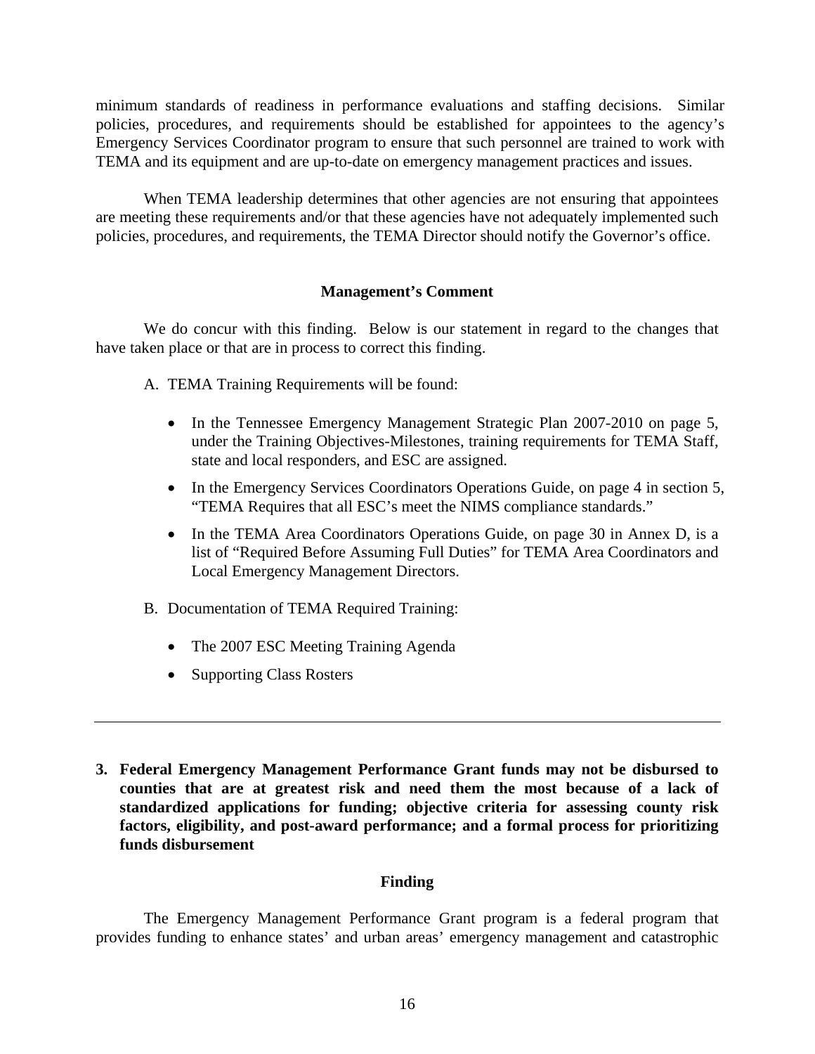minimum standards of readiness in performance evaluations and staffing decisions. Similar policies, procedures, and requirements should be established for appointees to the agency's Emergency Services Coordinator program to ensure that such personnel are trained to work with TEMA and its equipment and are up-to-date on emergency management practices and issues.

When TEMA leadership determines that other agencies are not ensuring that appointees are meeting these requirements and/or that these agencies have not adequately implemented such policies, procedures, and requirements, the TEMA Director should notify the Governor's office.

#### Management's Comment

We do concur with this finding. Below is our statement in regard to the changes that have taken place or that are in process to correct this finding.

A. TEMA Training Requirements will be found:

- In the Tennessee Emergency Management Strategic Plan 2007-2010 on page 5, under the Training Objectives-Milestones, training requirements for TEMA Staff, state and local responders, and ESC are assigned.
- In the Emergency Services Coordinators Operations Guide, on page 4 in section 5, "TEMA Requires that all ESC's meet the NIMS compliance standards."
- In the TEMA Area Coordinators Operations Guide, on page 30 in Annex D, is a list of "Required Before Assuming Full Duties" for TEMA Area Coordinators and Local Emergency Management Directors.

B. Documentation of TEMA Required Training:

- The 2007 ESC Meeting Training Agenda
- Supporting Class Rosters

---

### 3. Federal Emergency Management Performance Grant funds may not be disbursed to counties that are at greatest risk and need them the most because of a lack of standardized applications for funding; objective criteria for assessing county risk factors, eligibility, and post-award performance; and a formal process for prioritizing funds disbursement

#### Finding

The Emergency Management Performance Grant program is a federal program that provides funding to enhance states' and urban areas' emergency management and catastrophic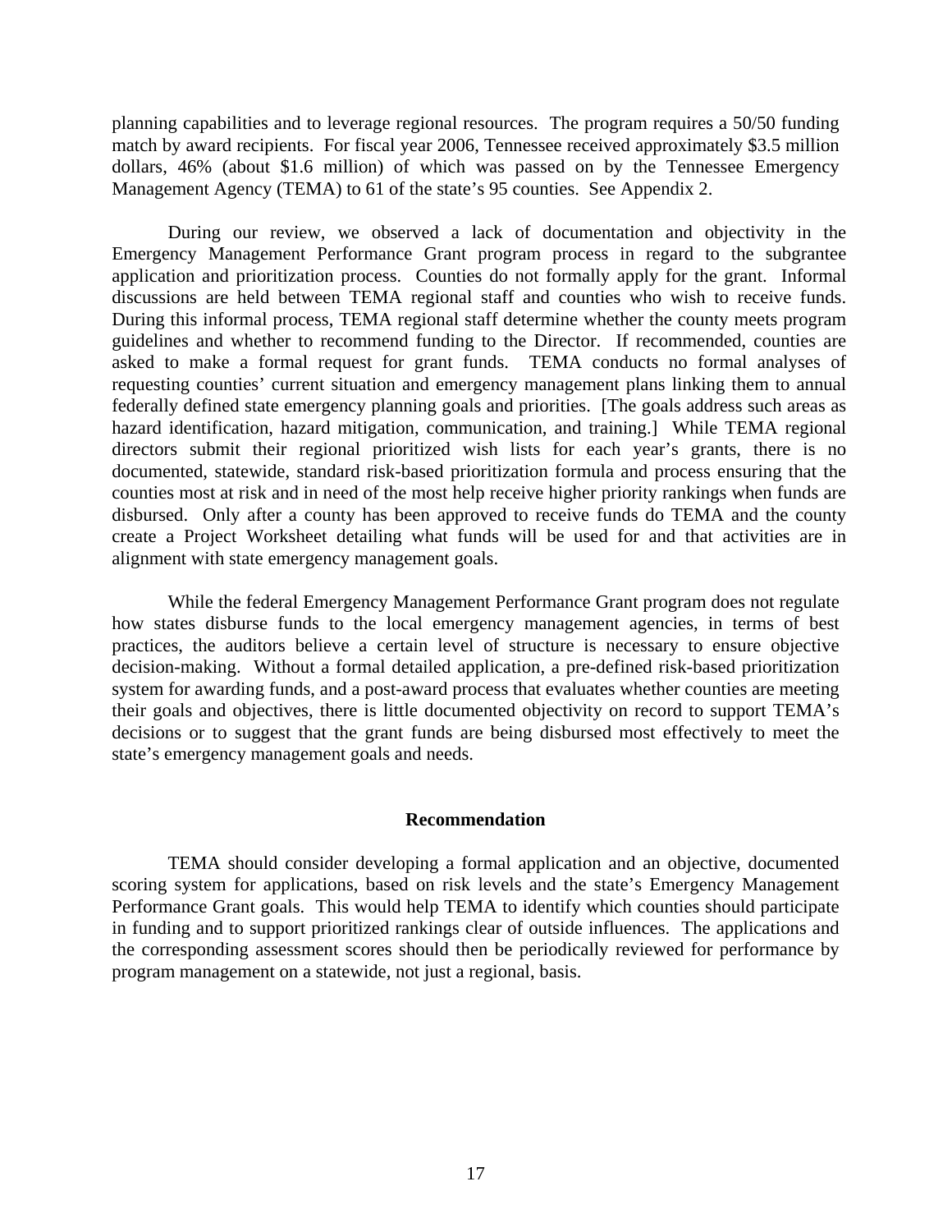planning capabilities and to leverage regional resources. The program requires a 50/50 funding match by award recipients. For fiscal year 2006, Tennessee received approximately $3.5 million dollars, 46% (about $1.6 million) of which was passed on by the Tennessee Emergency Management Agency (TEMA) to 61 of the state's 95 counties. See Appendix 2.

During our review, we observed a lack of documentation and objectivity in the Emergency Management Performance Grant program process in regard to the subgrantee application and prioritization process. Counties do not formally apply for the grant. Informal discussions are held between TEMA regional staff and counties who wish to receive funds. During this informal process, TEMA regional staff determine whether the county meets program guidelines and whether to recommend funding to the Director. If recommended, counties are asked to make a formal request for grant funds. TEMA conducts no formal analyses of requesting counties' current situation and emergency management plans linking them to annual federally defined state emergency planning goals and priorities. [The goals address such areas as hazard identification, hazard mitigation, communication, and training.] While TEMA regional directors submit their regional prioritized wish lists for each year's grants, there is no documented, statewide, standard risk-based prioritization formula and process ensuring that the counties most at risk and in need of the most help receive higher priority rankings when funds are disbursed. Only after a county has been approved to receive funds do TEMA and the county create a Project Worksheet detailing what funds will be used for and that activities are in alignment with state emergency management goals.

While the federal Emergency Management Performance Grant program does not regulate how states disburse funds to the local emergency management agencies, in terms of best practices, the auditors believe a certain level of structure is necessary to ensure objective decision-making. Without a formal detailed application, a pre-defined risk-based prioritization system for awarding funds, and a post-award process that evaluates whether counties are meeting their goals and objectives, there is little documented objectivity on record to support TEMA's decisions or to suggest that the grant funds are being disbursed most effectively to meet the state's emergency management goals and needs.

**Recommendation**

TEMA should consider developing a formal application and an objective, documented scoring system for applications, based on risk levels and the state's Emergency Management Performance Grant goals. This would help TEMA to identify which counties should participate in funding and to support prioritized rankings clear of outside influences. The applications and the corresponding assessment scores should then be periodically reviewed for performance by program management on a statewide, not just a regional, basis.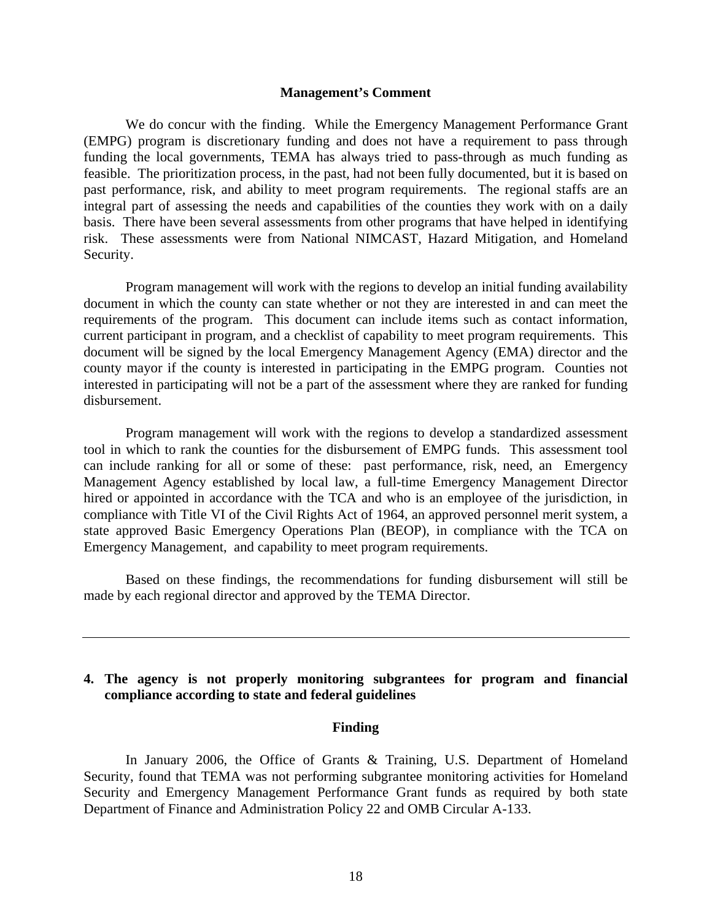**Management's Comment**

We do concur with the finding. While the Emergency Management Performance Grant (EMPG) program is discretionary funding and does not have a requirement to pass through funding the local governments, TEMA has always tried to pass-through as much funding as feasible. The prioritization process, in the past, had not been fully documented, but it is based on past performance, risk, and ability to meet program requirements. The regional staffs are an integral part of assessing the needs and capabilities of the counties they work with on a daily basis. There have been several assessments from other programs that have helped in identifying risk. These assessments were from National NIMCAST, Hazard Mitigation, and Homeland Security.

Program management will work with the regions to develop an initial funding availability document in which the county can state whether or not they are interested in and can meet the requirements of the program. This document can include items such as contact information, current participant in program, and a checklist of capability to meet program requirements. This document will be signed by the local Emergency Management Agency (EMA) director and the county mayor if the county is interested in participating in the EMPG program. Counties not interested in participating will not be a part of the assessment where they are ranked for funding disbursement.

Program management will work with the regions to develop a standardized assessment tool in which to rank the counties for the disbursement of EMPG funds. This assessment tool can include ranking for all or some of these: past performance, risk, need, an Emergency Management Agency established by local law, a full-time Emergency Management Director hired or appointed in accordance with the TCA and who is an employee of the jurisdiction, in compliance with Title VI of the Civil Rights Act of 1964, an approved personnel merit system, a state approved Basic Emergency Operations Plan (BEOP), in compliance with the TCA on Emergency Management, and capability to meet program requirements.

Based on these findings, the recommendations for funding disbursement will still be made by each regional director and approved by the TEMA Director.

---

**4. The agency is not properly monitoring subgrantees for program and financial compliance according to state and federal guidelines**

**Finding**

In January 2006, the Office of Grants & Training, U.S. Department of Homeland Security, found that TEMA was not performing subgrantee monitoring activities for Homeland Security and Emergency Management Performance Grant funds as required by both state Department of Finance and Administration Policy 22 and OMB Circular A-133.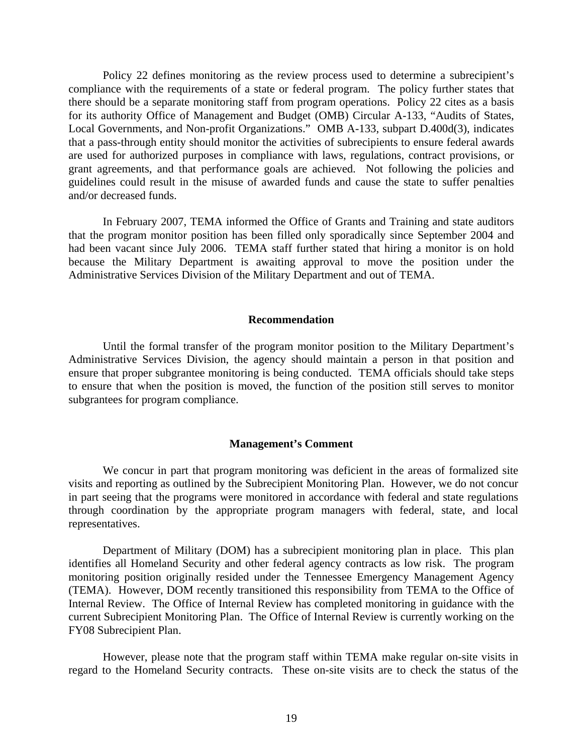Policy 22 defines monitoring as the review process used to determine a subrecipient's compliance with the requirements of a state or federal program. The policy further states that there should be a separate monitoring staff from program operations. Policy 22 cites as a basis for its authority Office of Management and Budget (OMB) Circular A-133, "Audits of States, Local Governments, and Non-profit Organizations." OMB A-133, subpart D.400d(3), indicates that a pass-through entity should monitor the activities of subrecipients to ensure federal awards are used for authorized purposes in compliance with laws, regulations, contract provisions, or grant agreements, and that performance goals are achieved. Not following the policies and guidelines could result in the misuse of awarded funds and cause the state to suffer penalties and/or decreased funds.

In February 2007, TEMA informed the Office of Grants and Training and state auditors that the program monitor position has been filled only sporadically since September 2004 and had been vacant since July 2006. TEMA staff further stated that hiring a monitor is on hold because the Military Department is awaiting approval to move the position under the Administrative Services Division of the Military Department and out of TEMA.

### Recommendation

Until the formal transfer of the program monitor position to the Military Department's Administrative Services Division, the agency should maintain a person in that position and ensure that proper subgrantee monitoring is being conducted. TEMA officials should take steps to ensure that when the position is moved, the function of the position still serves to monitor subgrantees for program compliance.

### Management's Comment

We concur in part that program monitoring was deficient in the areas of formalized site visits and reporting as outlined by the Subrecipient Monitoring Plan. However, we do not concur in part seeing that the programs were monitored in accordance with federal and state regulations through coordination by the appropriate program managers with federal, state, and local representatives.

Department of Military (DOM) has a subrecipient monitoring plan in place. This plan identifies all Homeland Security and other federal agency contracts as low risk. The program monitoring position originally resided under the Tennessee Emergency Management Agency (TEMA). However, DOM recently transitioned this responsibility from TEMA to the Office of Internal Review. The Office of Internal Review has completed monitoring in guidance with the current Subrecipient Monitoring Plan. The Office of Internal Review is currently working on the FY08 Subrecipient Plan.

However, please note that the program staff within TEMA make regular on-site visits in regard to the Homeland Security contracts. These on-site visits are to check the status of the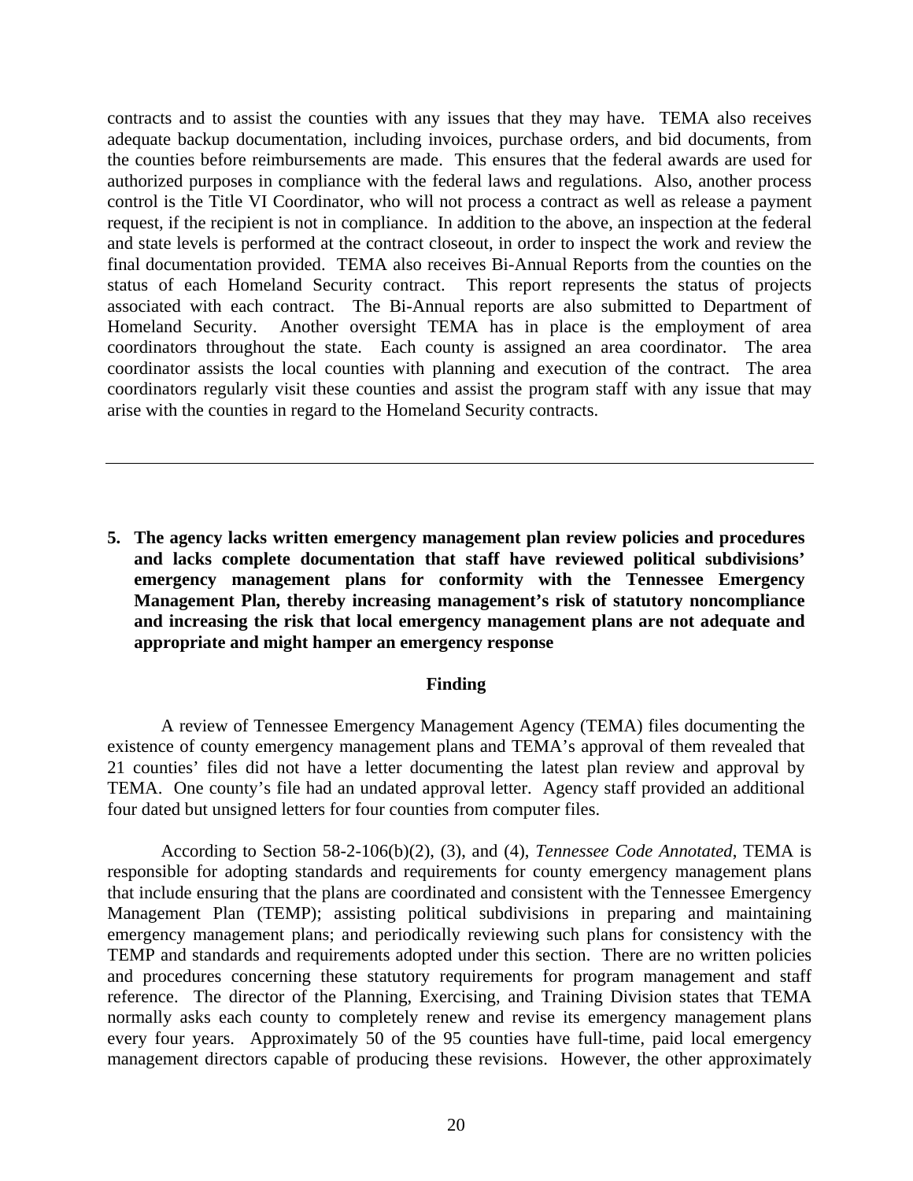contracts and to assist the counties with any issues that they may have. TEMA also receives adequate backup documentation, including invoices, purchase orders, and bid documents, from the counties before reimbursements are made. This ensures that the federal awards are used for authorized purposes in compliance with the federal laws and regulations. Also, another process control is the Title VI Coordinator, who will not process a contract as well as release a payment request, if the recipient is not in compliance. In addition to the above, an inspection at the federal and state levels is performed at the contract closeout, in order to inspect the work and review the final documentation provided. TEMA also receives Bi-Annual Reports from the counties on the status of each Homeland Security contract. This report represents the status of projects associated with each contract. The Bi-Annual reports are also submitted to Department of Homeland Security. Another oversight TEMA has in place is the employment of area coordinators throughout the state. Each county is assigned an area coordinator. The area coordinator assists the local counties with planning and execution of the contract. The area coordinators regularly visit these counties and assist the program staff with any issue that may arise with the counties in regard to the Homeland Security contracts.

---

**5. The agency lacks written emergency management plan review policies and procedures and lacks complete documentation that staff have reviewed political subdivisions' emergency management plans for conformity with the Tennessee Emergency Management Plan, thereby increasing management's risk of statutory noncompliance and increasing the risk that local emergency management plans are not adequate and appropriate and might hamper an emergency response**

**Finding**

A review of Tennessee Emergency Management Agency (TEMA) files documenting the existence of county emergency management plans and TEMA's approval of them revealed that 21 counties' files did not have a letter documenting the latest plan review and approval by TEMA. One county's file had an undated approval letter. Agency staff provided an additional four dated but unsigned letters for four counties from computer files.

According to Section 58-2-106(b)(2), (3), and (4), *Tennessee Code Annotated*, TEMA is responsible for adopting standards and requirements for county emergency management plans that include ensuring that the plans are coordinated and consistent with the Tennessee Emergency Management Plan (TEMP); assisting political subdivisions in preparing and maintaining emergency management plans; and periodically reviewing such plans for consistency with the TEMP and standards and requirements adopted under this section. There are no written policies and procedures concerning these statutory requirements for program management and staff reference. The director of the Planning, Exercising, and Training Division states that TEMA normally asks each county to completely renew and revise its emergency management plans every four years. Approximately 50 of the 95 counties have full-time, paid local emergency management directors capable of producing these revisions. However, the other approximately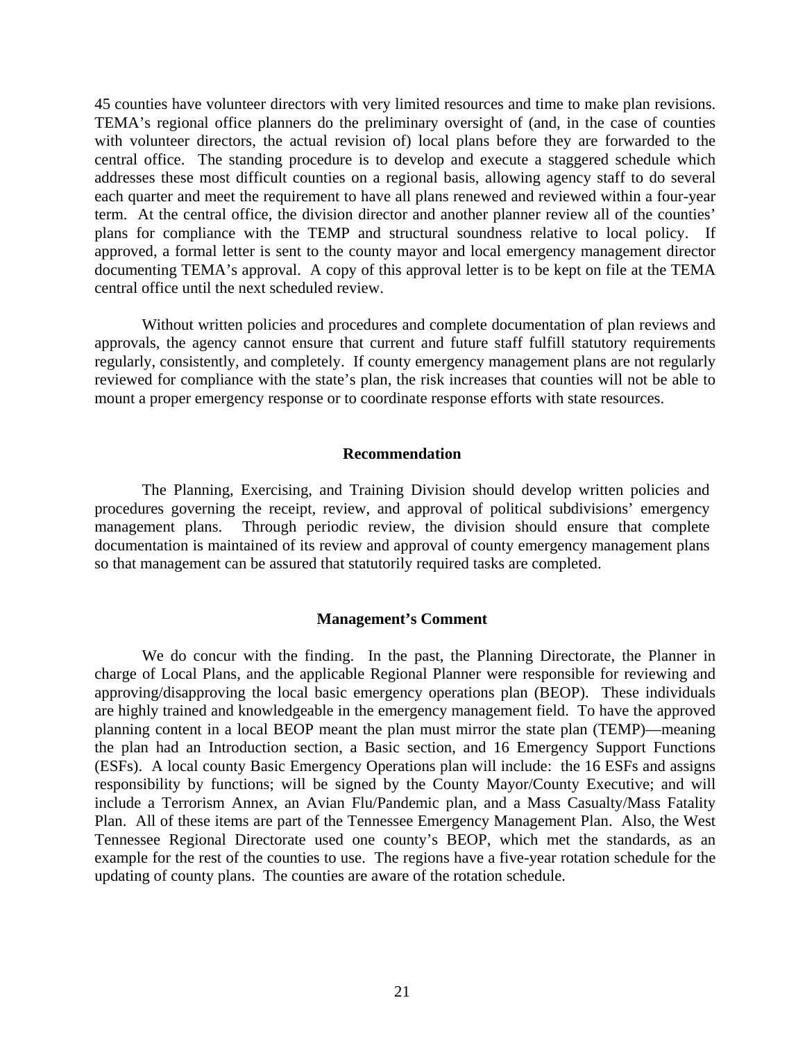45 counties have volunteer directors with very limited resources and time to make plan revisions. TEMA's regional office planners do the preliminary oversight of (and, in the case of counties with volunteer directors, the actual revision of) local plans before they are forwarded to the central office. The standing procedure is to develop and execute a staggered schedule which addresses these most difficult counties on a regional basis, allowing agency staff to do several each quarter and meet the requirement to have all plans renewed and reviewed within a four-year term. At the central office, the division director and another planner review all of the counties' plans for compliance with the TEMP and structural soundness relative to local policy. If approved, a formal letter is sent to the county mayor and local emergency management director documenting TEMA's approval. A copy of this approval letter is to be kept on file at the TEMA central office until the next scheduled review.

Without written policies and procedures and complete documentation of plan reviews and approvals, the agency cannot ensure that current and future staff fulfill statutory requirements regularly, consistently, and completely. If county emergency management plans are not regularly reviewed for compliance with the state's plan, the risk increases that counties will not be able to mount a proper emergency response or to coordinate response efforts with state resources.

### Recommendation

The Planning, Exercising, and Training Division should develop written policies and procedures governing the receipt, review, and approval of political subdivisions' emergency management plans. Through periodic review, the division should ensure that complete documentation is maintained of its review and approval of county emergency management plans so that management can be assured that statutorily required tasks are completed.

### Management's Comment

We do concur with the finding. In the past, the Planning Directorate, the Planner in charge of Local Plans, and the applicable Regional Planner were responsible for reviewing and approving/disapproving the local basic emergency operations plan (BEOP). These individuals are highly trained and knowledgeable in the emergency management field. To have the approved planning content in a local BEOP meant the plan must mirror the state plan (TEMP)—meaning the plan had an Introduction section, a Basic section, and 16 Emergency Support Functions (ESFs). A local county Basic Emergency Operations plan will include: the 16 ESFs and assigns responsibility by functions; will be signed by the County Mayor/County Executive; and will include a Terrorism Annex, an Avian Flu/Pandemic plan, and a Mass Casualty/Mass Fatality Plan. All of these items are part of the Tennessee Emergency Management Plan. Also, the West Tennessee Regional Directorate used one county's BEOP, which met the standards, as an example for the rest of the counties to use. The regions have a five-year rotation schedule for the updating of county plans. The counties are aware of the rotation schedule.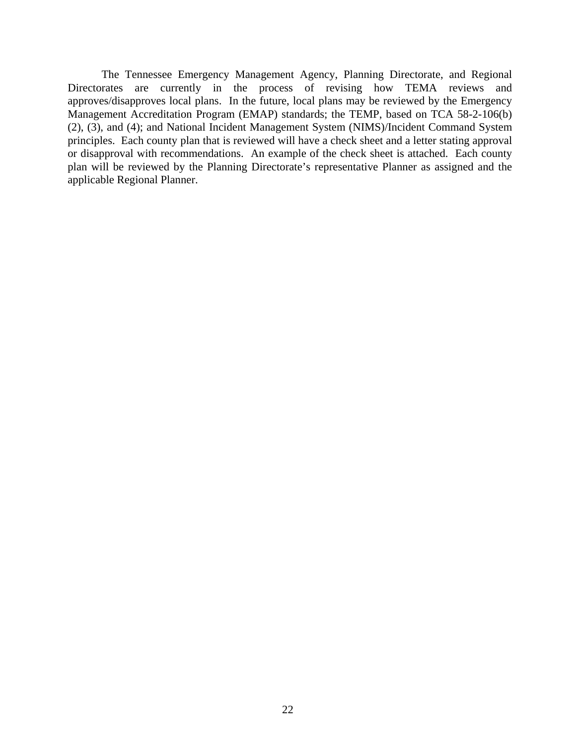The Tennessee Emergency Management Agency, Planning Directorate, and Regional Directorates are currently in the process of revising how TEMA reviews and approves/disapproves local plans. In the future, local plans may be reviewed by the Emergency Management Accreditation Program (EMAP) standards; the TEMP, based on TCA 58-2-106(b) (2), (3), and (4); and National Incident Management System (NIMS)/Incident Command System principles. Each county plan that is reviewed will have a check sheet and a letter stating approval or disapproval with recommendations. An example of the check sheet is attached. Each county plan will be reviewed by the Planning Directorate's representative Planner as assigned and the applicable Regional Planner.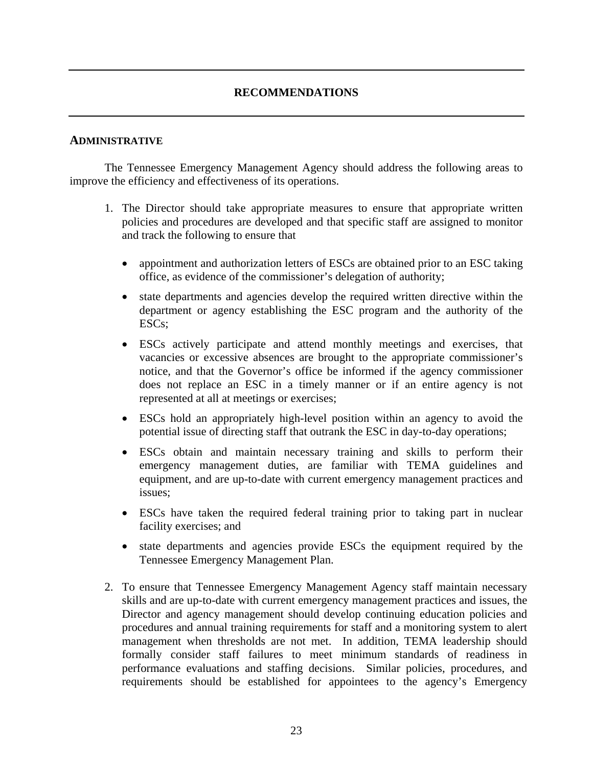## RECOMMENDATIONS

### ADMINISTRATIVE

The Tennessee Emergency Management Agency should address the following areas to improve the efficiency and effectiveness of its operations.

1. The Director should take appropriate measures to ensure that appropriate written policies and procedures are developed and that specific staff are assigned to monitor and track the following to ensure that

    - appointment and authorization letters of ESCs are obtained prior to an ESC taking office, as evidence of the commissioner's delegation of authority;
    - state departments and agencies develop the required written directive within the department or agency establishing the ESC program and the authority of the ESCs;
    - ESCs actively participate and attend monthly meetings and exercises, that vacancies or excessive absences are brought to the appropriate commissioner's notice, and that the Governor's office be informed if the agency commissioner does not replace an ESC in a timely manner or if an entire agency is not represented at all at meetings or exercises;
    - ESCs hold an appropriately high-level position within an agency to avoid the potential issue of directing staff that outrank the ESC in day-to-day operations;
    - ESCs obtain and maintain necessary training and skills to perform their emergency management duties, are familiar with TEMA guidelines and equipment, and are up-to-date with current emergency management practices and issues;
    - ESCs have taken the required federal training prior to taking part in nuclear facility exercises; and
    - state departments and agencies provide ESCs the equipment required by the Tennessee Emergency Management Plan.

2. To ensure that Tennessee Emergency Management Agency staff maintain necessary skills and are up-to-date with current emergency management practices and issues, the Director and agency management should develop continuing education policies and procedures and annual training requirements for staff and a monitoring system to alert management when thresholds are not met. In addition, TEMA leadership should formally consider staff failures to meet minimum standards of readiness in performance evaluations and staffing decisions. Similar policies, procedures, and requirements should be established for appointees to the agency's Emergency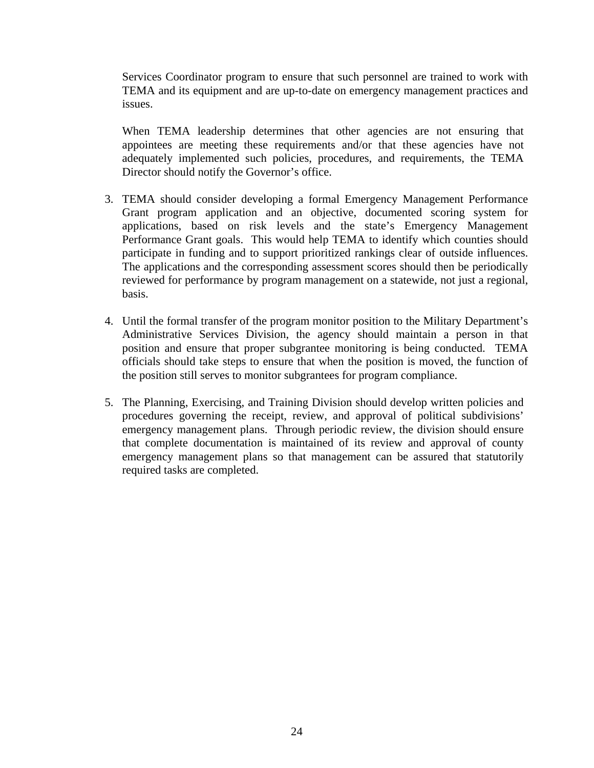Services Coordinator program to ensure that such personnel are trained to work with TEMA and its equipment and are up-to-date on emergency management practices and issues.

When TEMA leadership determines that other agencies are not ensuring that appointees are meeting these requirements and/or that these agencies have not adequately implemented such policies, procedures, and requirements, the TEMA Director should notify the Governor's office.

3. TEMA should consider developing a formal Emergency Management Performance Grant program application and an objective, documented scoring system for applications, based on risk levels and the state's Emergency Management Performance Grant goals. This would help TEMA to identify which counties should participate in funding and to support prioritized rankings clear of outside influences. The applications and the corresponding assessment scores should then be periodically reviewed for performance by program management on a statewide, not just a regional, basis.

4. Until the formal transfer of the program monitor position to the Military Department's Administrative Services Division, the agency should maintain a person in that position and ensure that proper subgrantee monitoring is being conducted. TEMA officials should take steps to ensure that when the position is moved, the function of the position still serves to monitor subgrantees for program compliance.

5. The Planning, Exercising, and Training Division should develop written policies and procedures governing the receipt, review, and approval of political subdivisions' emergency management plans. Through periodic review, the division should ensure that complete documentation is maintained of its review and approval of county emergency management plans so that management can be assured that statutorily required tasks are completed.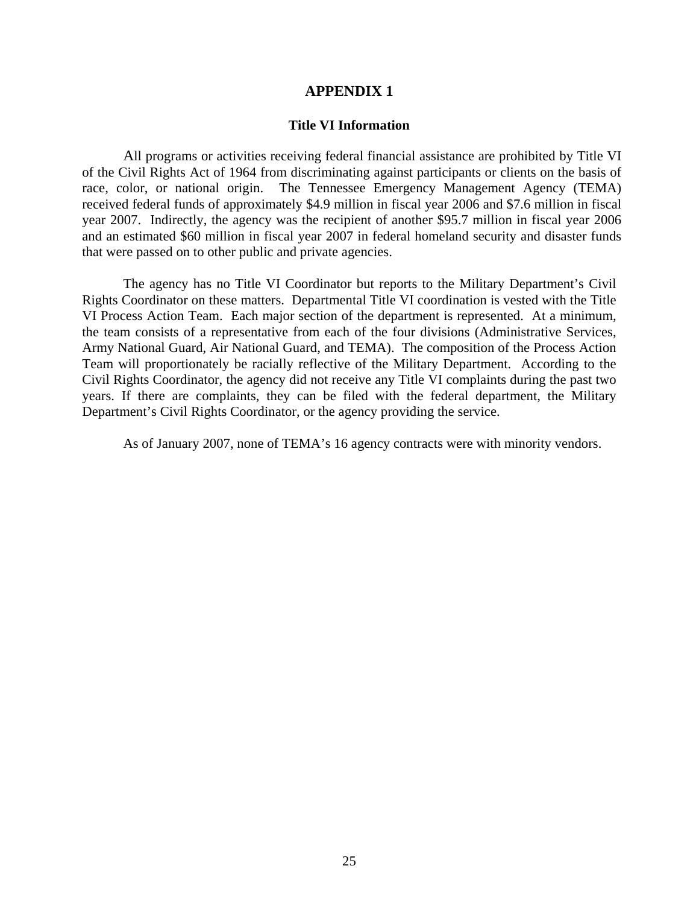# APPENDIX 1

## Title VI Information

All programs or activities receiving federal financial assistance are prohibited by Title VI of the Civil Rights Act of 1964 from discriminating against participants or clients on the basis of race, color, or national origin. The Tennessee Emergency Management Agency (TEMA) received federal funds of approximately $4.9 million in fiscal year 2006 and $7.6 million in fiscal year 2007. Indirectly, the agency was the recipient of another $95.7 million in fiscal year 2006 and an estimated $60 million in fiscal year 2007 in federal homeland security and disaster funds that were passed on to other public and private agencies.

The agency has no Title VI Coordinator but reports to the Military Department's Civil Rights Coordinator on these matters. Departmental Title VI coordination is vested with the Title VI Process Action Team. Each major section of the department is represented. At a minimum, the team consists of a representative from each of the four divisions (Administrative Services, Army National Guard, Air National Guard, and TEMA). The composition of the Process Action Team will proportionately be racially reflective of the Military Department. According to the Civil Rights Coordinator, the agency did not receive any Title VI complaints during the past two years. If there are complaints, they can be filed with the federal department, the Military Department's Civil Rights Coordinator, or the agency providing the service.

As of January 2007, none of TEMA's 16 agency contracts were with minority vendors.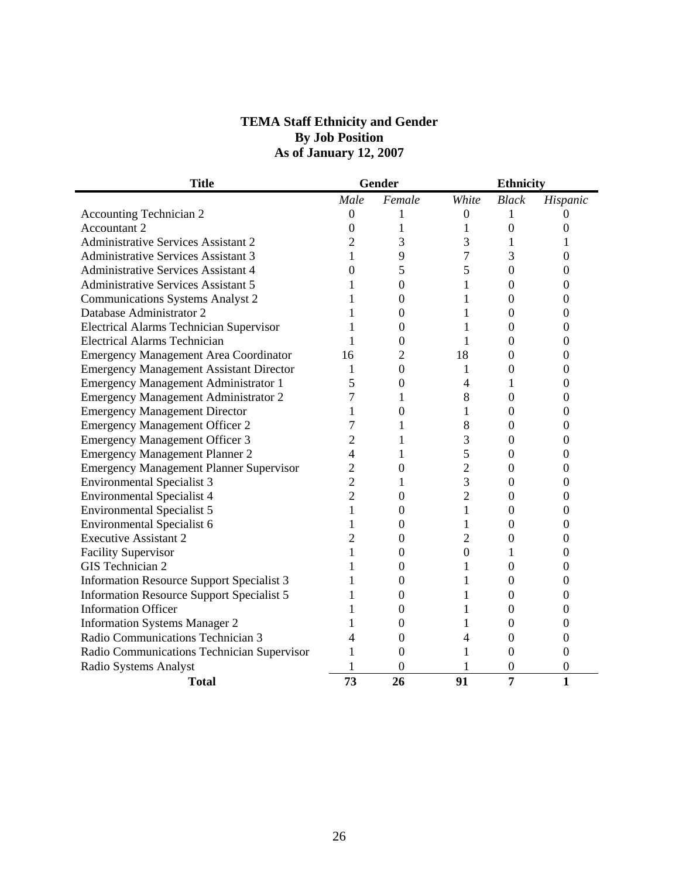**TEMA Staff Ethnicity and Gender**
**By Job Position**
**As of January 12, 2007**

| Title | Gender | | Ethnicity | | |
|---|---|---|---|---|---|
| | *Male* | *Female* | *White* | *Black* | *Hispanic* |
| Accounting Technician 2 | 0 | 1 | 0 | 1 | 0 |
| Accountant 2 | 0 | 1 | 1 | 0 | 0 |
| Administrative Services Assistant 2 | 2 | 3 | 3 | 1 | 1 |
| Administrative Services Assistant 3 | 1 | 9 | 7 | 3 | 0 |
| Administrative Services Assistant 4 | 0 | 5 | 5 | 0 | 0 |
| Administrative Services Assistant 5 | 1 | 0 | 1 | 0 | 0 |
| Communications Systems Analyst 2 | 1 | 0 | 1 | 0 | 0 |
| Database Administrator 2 | 1 | 0 | 1 | 0 | 0 |
| Electrical Alarms Technician Supervisor | 1 | 0 | 1 | 0 | 0 |
| Electrical Alarms Technician | 1 | 0 | 1 | 0 | 0 |
| Emergency Management Area Coordinator | 16 | 2 | 18 | 0 | 0 |
| Emergency Management Assistant Director | 1 | 0 | 1 | 0 | 0 |
| Emergency Management Administrator 1 | 5 | 0 | 4 | 1 | 0 |
| Emergency Management Administrator 2 | 7 | 1 | 8 | 0 | 0 |
| Emergency Management Director | 1 | 0 | 1 | 0 | 0 |
| Emergency Management Officer 2 | 7 | 1 | 8 | 0 | 0 |
| Emergency Management Officer 3 | 2 | 1 | 3 | 0 | 0 |
| Emergency Management Planner 2 | 4 | 1 | 5 | 0 | 0 |
| Emergency Management Planner Supervisor | 2 | 0 | 2 | 0 | 0 |
| Environmental Specialist 3 | 2 | 1 | 3 | 0 | 0 |
| Environmental Specialist 4 | 2 | 0 | 2 | 0 | 0 |
| Environmental Specialist 5 | 1 | 0 | 1 | 0 | 0 |
| Environmental Specialist 6 | 1 | 0 | 1 | 0 | 0 |
| Executive Assistant 2 | 2 | 0 | 2 | 0 | 0 |
| Facility Supervisor | 1 | 0 | 0 | 1 | 0 |
| GIS Technician 2 | 1 | 0 | 1 | 0 | 0 |
| Information Resource Support Specialist 3 | 1 | 0 | 1 | 0 | 0 |
| Information Resource Support Specialist 5 | 1 | 0 | 1 | 0 | 0 |
| Information Officer | 1 | 0 | 1 | 0 | 0 |
| Information Systems Manager 2 | 1 | 0 | 1 | 0 | 0 |
| Radio Communications Technician 3 | 4 | 0 | 4 | 0 | 0 |
| Radio Communications Technician Supervisor | 1 | 0 | 1 | 0 | 0 |
| Radio Systems Analyst | 1 | 0 | 1 | 0 | 0 |
| **Total** | **73** | **26** | **91** | **7** | **1** |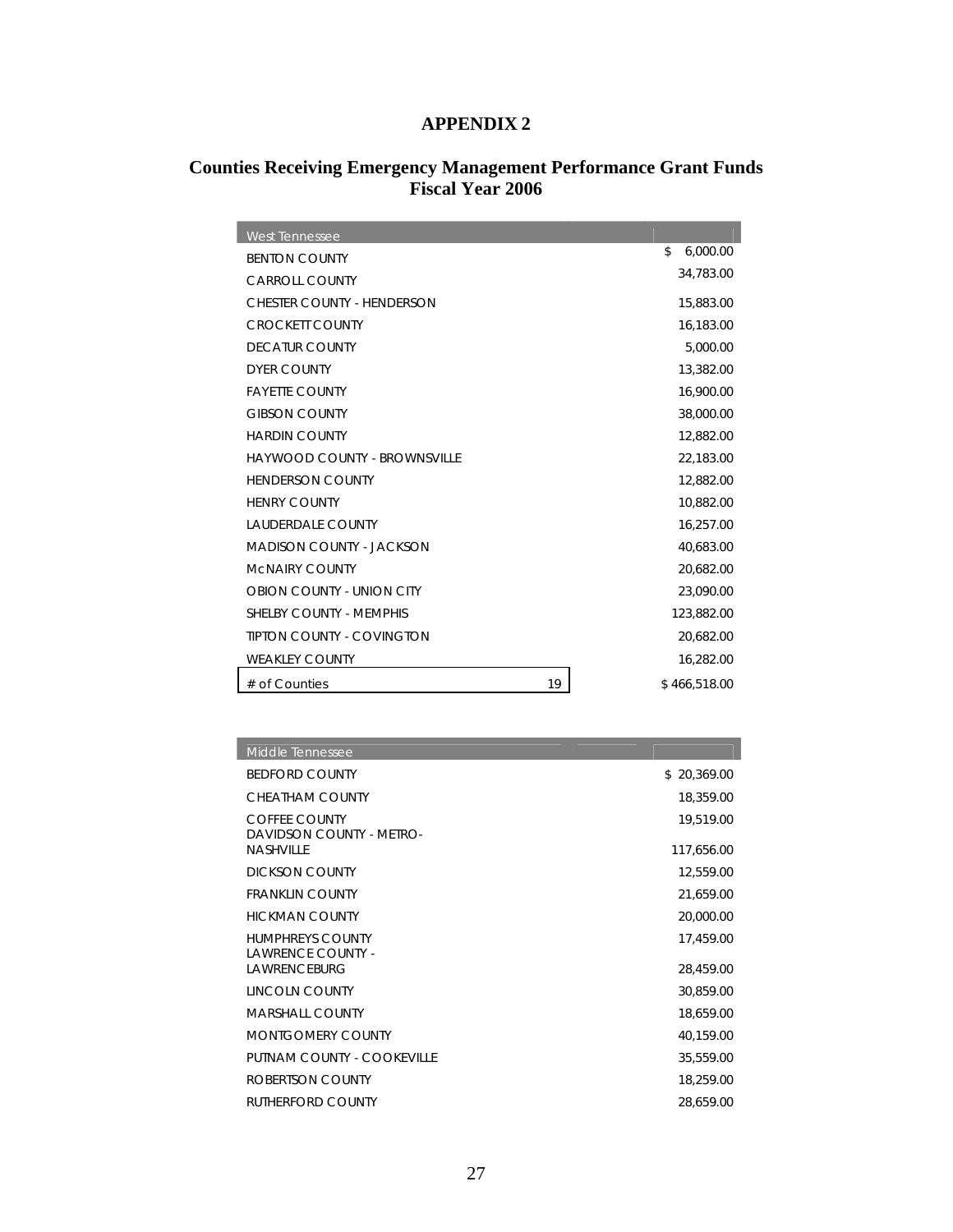# APPENDIX 2

## Counties Receiving Emergency Management Performance Grant Funds Fiscal Year 2006

| West Tennessee | | |
|---|---|---|
| BENTON COUNTY | | $ 6,000.00 |
| CARROLL COUNTY | | 34,783.00 |
| CHESTER COUNTY - HENDERSON | | 15,883.00 |
| CROCKETT COUNTY | | 16,183.00 |
| DECATUR COUNTY | | 5,000.00 |
| DYER COUNTY | | 13,382.00 |
| FAYETTE COUNTY | | 16,900.00 |
| GIBSON COUNTY | | 38,000.00 |
| HARDIN COUNTY | | 12,882.00 |
| HAYWOOD COUNTY - BROWNSVILLE | | 22,183.00 |
| HENDERSON COUNTY | | 12,882.00 |
| HENRY COUNTY | | 10,882.00 |
| LAUDERDALE COUNTY | | 16,257.00 |
| MADISON COUNTY - JACKSON | | 40,683.00 |
| McNAIRY COUNTY | | 20,682.00 |
| OBION COUNTY - UNION CITY | | 23,090.00 |
| SHELBY COUNTY - MEMPHIS | | 123,882.00 |
| TIPTON COUNTY - COVINGTON | | 20,682.00 |
| WEAKLEY COUNTY | | 16,282.00 |
| # of Counties | 19 | $ 466,518.00 |

| Middle Tennessee | |
|---|---|
| BEDFORD COUNTY | $ 20,369.00 |
| CHEATHAM COUNTY | 18,359.00 |
| COFFEE COUNTY | 19,519.00 |
| DAVIDSON COUNTY - METRO-NASHVILLE | 117,656.00 |
| DICKSON COUNTY | 12,559.00 |
| FRANKLIN COUNTY | 21,659.00 |
| HICKMAN COUNTY | 20,000.00 |
| HUMPHREYS COUNTY | 17,459.00 |
| LAWRENCE COUNTY - LAWRENCEBURG | 28,459.00 |
| LINCOLN COUNTY | 30,859.00 |
| MARSHALL COUNTY | 18,659.00 |
| MONTGOMERY COUNTY | 40,159.00 |
| PUTNAM COUNTY - COOKEVILLE | 35,559.00 |
| ROBERTSON COUNTY | 18,259.00 |
| RUTHERFORD COUNTY | 28,659.00 |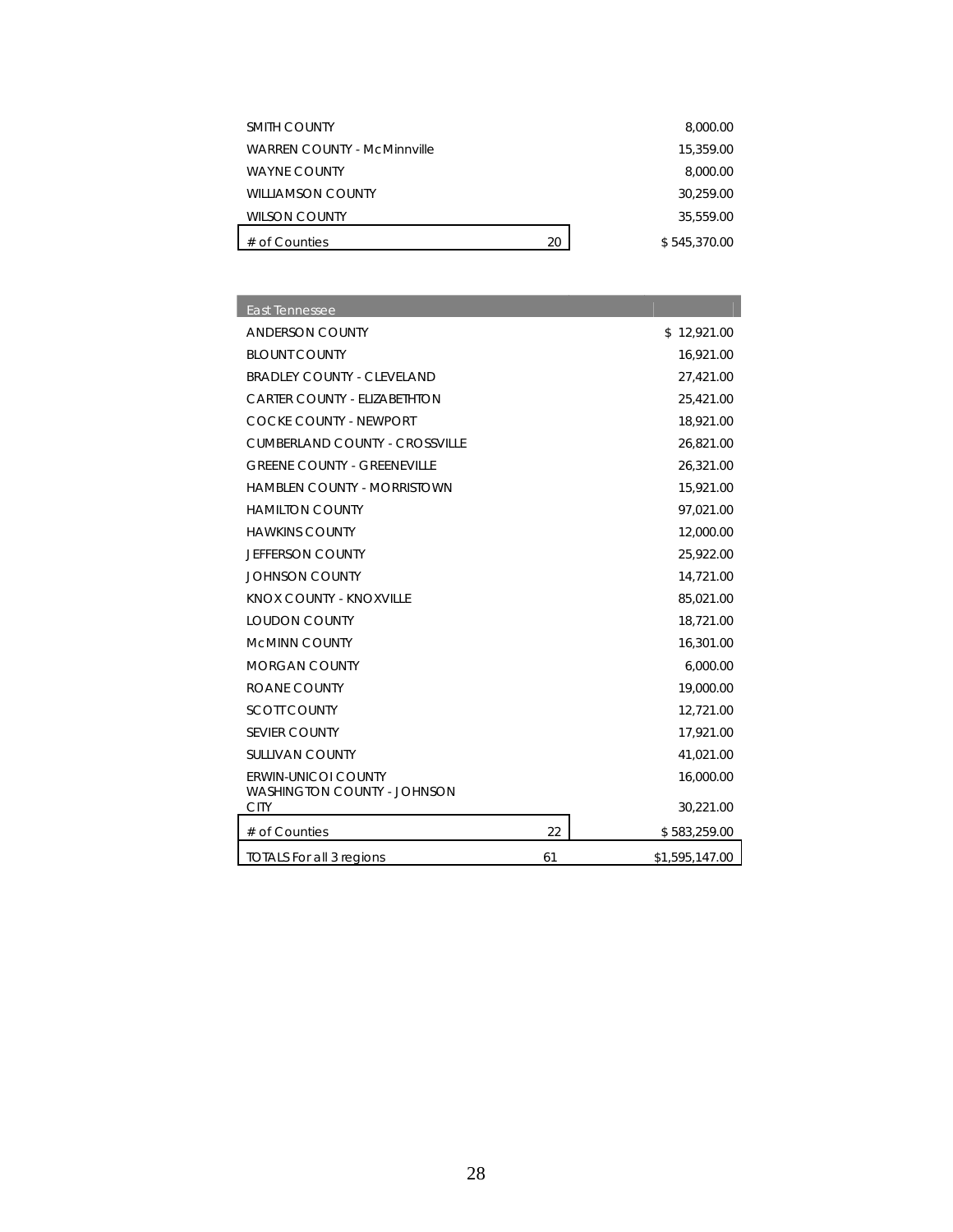| | | |
|---|---|---|
| SMITH COUNTY | | 8,000.00 |
| WARREN COUNTY - McMinnville | | 15,359.00 |
| WAYNE COUNTY | | 8,000.00 |
| WILLIAMSON COUNTY | | 30,259.00 |
| WILSON COUNTY | | 35,559.00 |
| # of Counties | 20 | $ 545,370.00 |

| East Tennessee | | |
|---|---|---|
| ANDERSON COUNTY | | $ 12,921.00 |
| BLOUNT COUNTY | | 16,921.00 |
| BRADLEY COUNTY - CLEVELAND | | 27,421.00 |
| CARTER COUNTY - ELIZABETHTON | | 25,421.00 |
| COCKE COUNTY - NEWPORT | | 18,921.00 |
| CUMBERLAND COUNTY - CROSSVILLE | | 26,821.00 |
| GREENE COUNTY - GREENEVILLE | | 26,321.00 |
| HAMBLEN COUNTY - MORRISTOWN | | 15,921.00 |
| HAMILTON COUNTY | | 97,021.00 |
| HAWKINS COUNTY | | 12,000.00 |
| JEFFERSON COUNTY | | 25,922.00 |
| JOHNSON COUNTY | | 14,721.00 |
| KNOX COUNTY - KNOXVILLE | | 85,021.00 |
| LOUDON COUNTY | | 18,721.00 |
| McMINN COUNTY | | 16,301.00 |
| MORGAN COUNTY | | 6,000.00 |
| ROANE COUNTY | | 19,000.00 |
| SCOTT COUNTY | | 12,721.00 |
| SEVIER COUNTY | | 17,921.00 |
| SULLIVAN COUNTY | | 41,021.00 |
| ERWIN-UNICOI COUNTY | | 16,000.00 |
| WASHINGTON COUNTY - JOHNSON CITY | | 30,221.00 |
| # of Counties | 22 | $ 583,259.00 |
| TOTALS For all 3 regions | 61 | $1,595,147.00 |